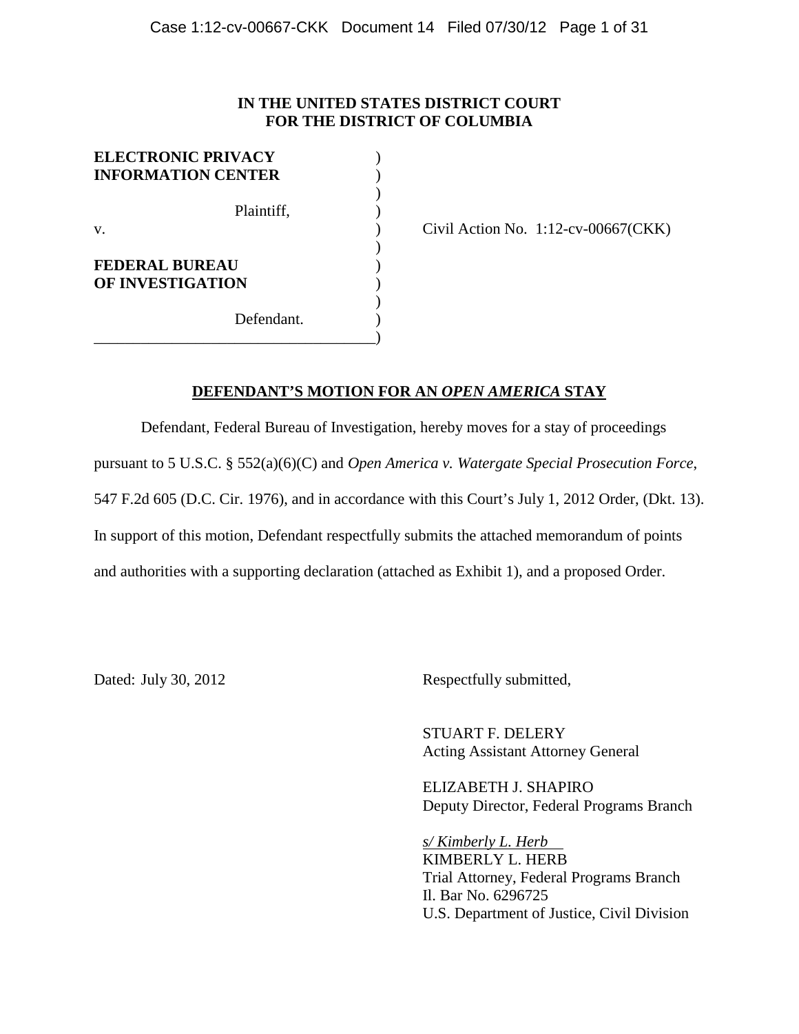**IN THE UNITED STATES DISTRICT COURT**
**FOR THE DISTRICT OF COLUMBIA**

| | | |
|---|---|---|
| **ELECTRONIC PRIVACY INFORMATION CENTER** | ) | |
| Plaintiff, | ) | |
| v. | ) | Civil Action No. 1:12-cv-00667(CKK) |
| **FEDERAL BUREAU OF INVESTIGATION** | ) | |
| Defendant. | ) | |

## DEFENDANT'S MOTION FOR AN *OPEN AMERICA* STAY

Defendant, Federal Bureau of Investigation, hereby moves for a stay of proceedings pursuant to 5 U.S.C. § 552(a)(6)(C) and *Open America v. Watergate Special Prosecution Force*, 547 F.2d 605 (D.C. Cir. 1976), and in accordance with this Court's July 1, 2012 Order, (Dkt. 13). In support of this motion, Defendant respectfully submits the attached memorandum of points and authorities with a supporting declaration (attached as Exhibit 1), and a proposed Order.

Dated: July 30, 2012

Respectfully submitted,

STUART F. DELERY
Acting Assistant Attorney General

ELIZABETH J. SHAPIRO
Deputy Director, Federal Programs Branch

*s/ Kimberly L. Herb*
KIMBERLY L. HERB
Trial Attorney, Federal Programs Branch
Il. Bar No. 6296725
U.S. Department of Justice, Civil Division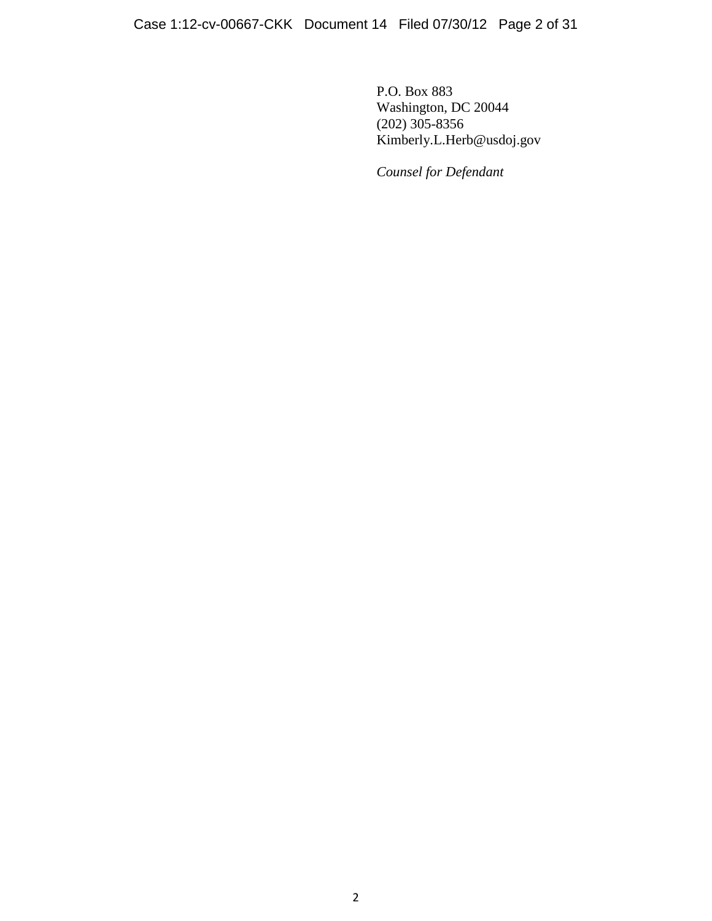P.O. Box 883
Washington, DC 20044
(202) 305-8356
Kimberly.L.Herb@usdoj.gov

*Counsel for Defendant*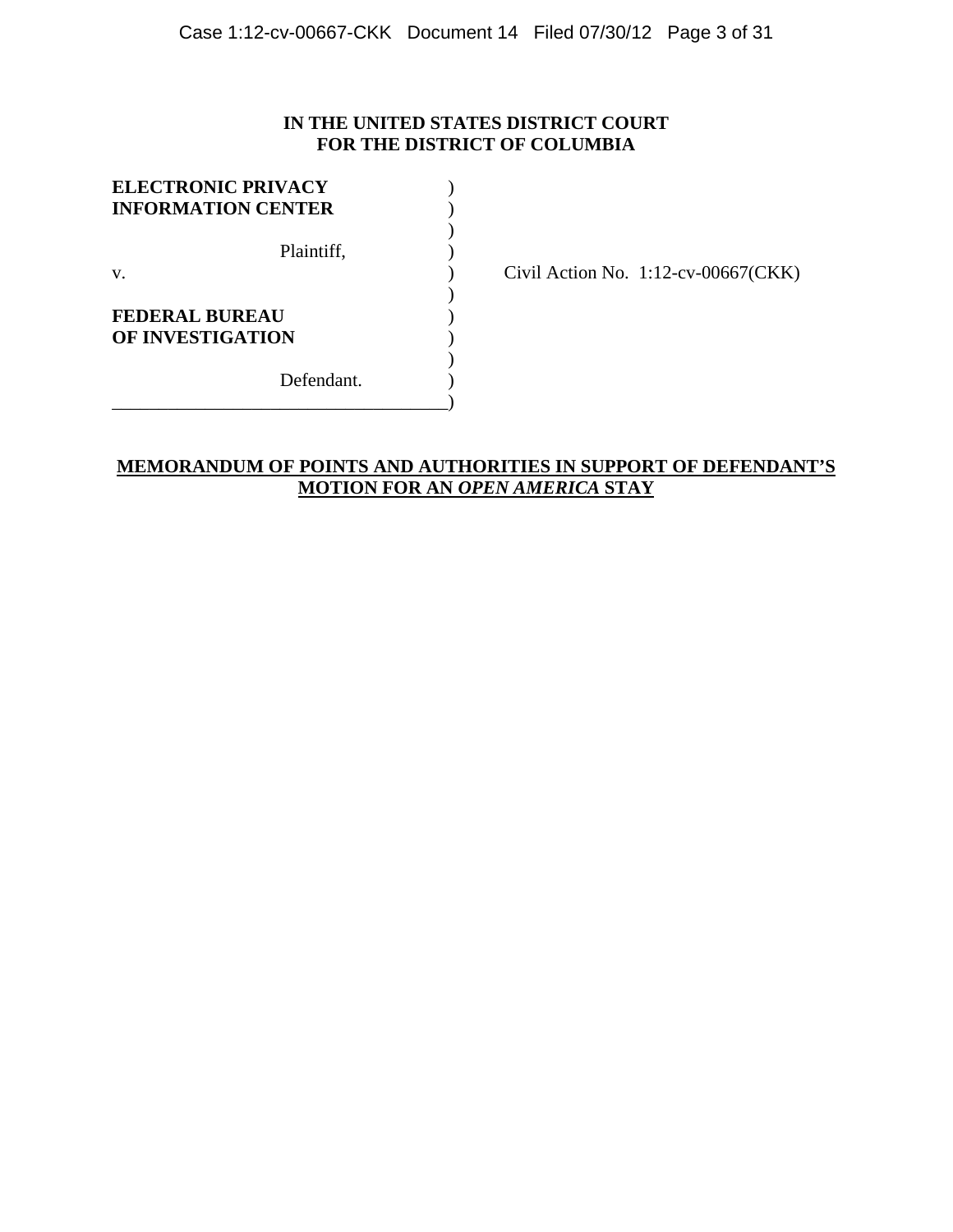**IN THE UNITED STATES DISTRICT COURT**
**FOR THE DISTRICT OF COLUMBIA**

| | | |
|---|---|---|
| **ELECTRONIC PRIVACY INFORMATION CENTER** | ) | |
| Plaintiff, | ) | |
| v. | ) | Civil Action No. 1:12-cv-00667(CKK) |
| **FEDERAL BUREAU OF INVESTIGATION** | ) | |
| Defendant. | ) | |

**MEMORANDUM OF POINTS AND AUTHORITIES IN SUPPORT OF DEFENDANT'S MOTION FOR AN *OPEN AMERICA* STAY**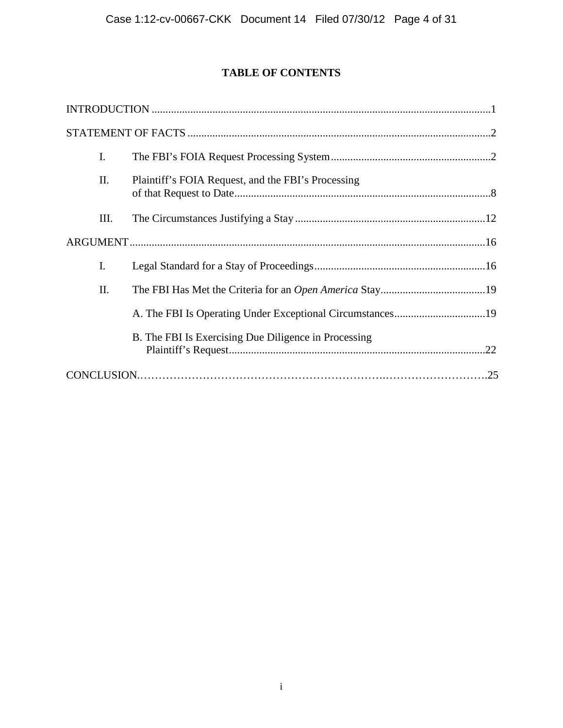# TABLE OF CONTENTS

INTRODUCTION ..........................................................................................................................1

STATEMENT OF FACTS ..............................................................................................................2

I. The FBI's FOIA Request Processing System ..........................................................2

II. Plaintiff's FOIA Request, and the FBI's Processing of that Request to Date ............................................................................................8

III. The Circumstances Justifying a Stay ....................................................................12

ARGUMENT ................................................................................................................................16

I. Legal Standard for a Stay of Proceedings ..............................................................16

II. The FBI Has Met the Criteria for an *Open America* Stay ......................................19

A. The FBI Is Operating Under Exceptional Circumstances .................................19

B. The FBI Is Exercising Due Diligence in Processing Plaintiff's Request ............................................................................................22

CONCLUSION.…………………………………………………………..……………………….25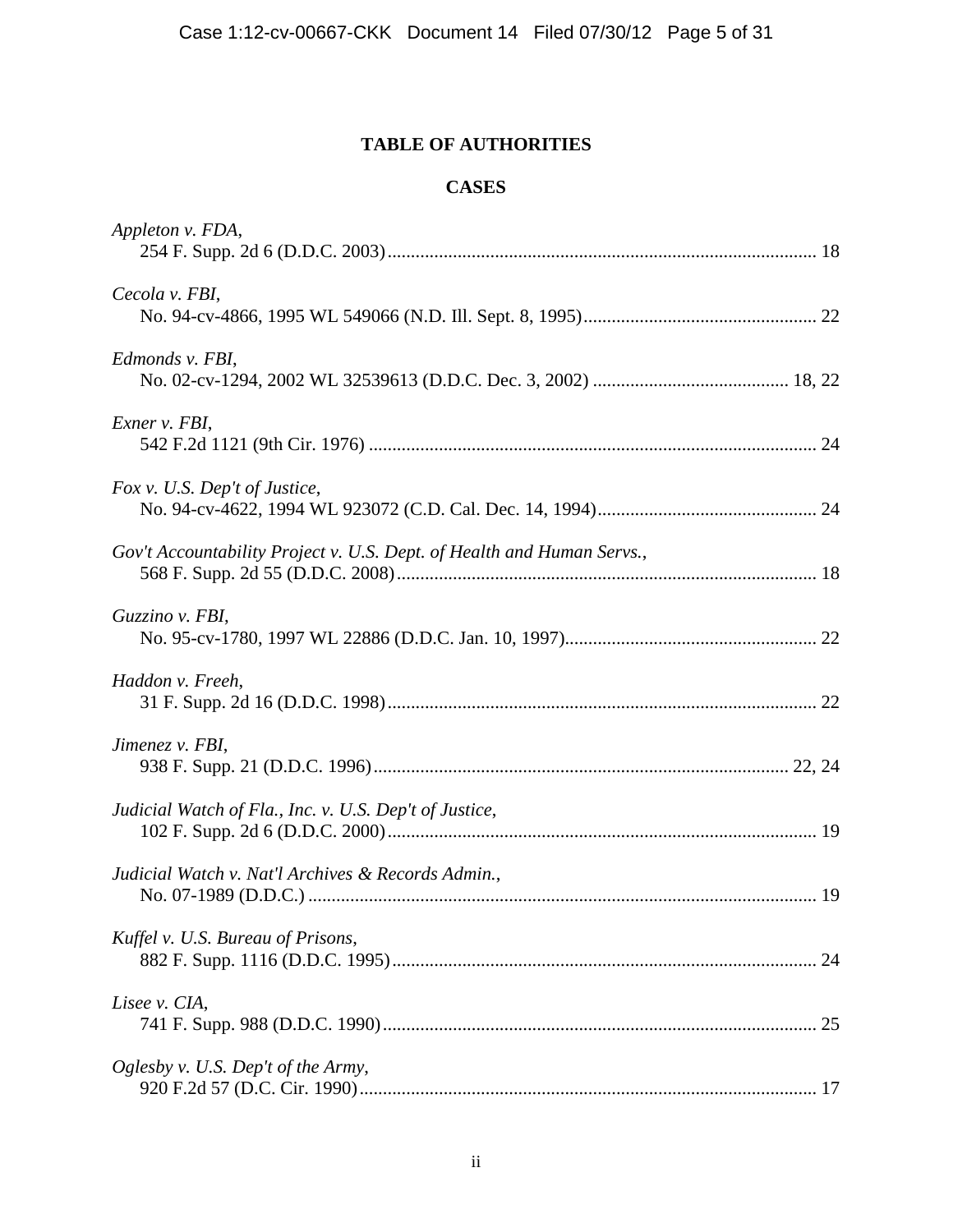# TABLE OF AUTHORITIES

## CASES

*Appleton v. FDA*,
254 F. Supp. 2d 6 (D.D.C. 2003) .................................................................................... 18

*Cecola v. FBI*,
No. 94-cv-4866, 1995 WL 549066 (N.D. Ill. Sept. 8, 1995) ............................................ 22

*Edmonds v. FBI*,
No. 02-cv-1294, 2002 WL 32539613 (D.D.C. Dec. 3, 2002) ...................................... 18, 22

*Exner v. FBI*,
542 F.2d 1121 (9th Cir. 1976) ......................................................................................... 24

*Fox v. U.S. Dep't of Justice*,
No. 94-cv-4622, 1994 WL 923072 (C.D. Cal. Dec. 14, 1994) .......................................... 24

*Gov't Accountability Project v. U.S. Dept. of Health and Human Servs.*,
568 F. Supp. 2d 55 (D.D.C. 2008) .................................................................................. 18

*Guzzino v. FBI*,
No. 95-cv-1780, 1997 WL 22886 (D.D.C. Jan. 10, 1997) ................................................ 22

*Haddon v. Freeh*,
31 F. Supp. 2d 16 (D.D.C. 1998) .................................................................................... 22

*Jimenez v. FBI*,
938 F. Supp. 21 (D.D.C. 1996) ................................................................................. 22, 24

*Judicial Watch of Fla., Inc. v. U.S. Dep't of Justice*,
102 F. Supp. 2d 6 (D.D.C. 2000) .................................................................................... 19

*Judicial Watch v. Nat'l Archives & Records Admin.*,
No. 07-1989 (D.D.C.) ..................................................................................................... 19

*Kuffel v. U.S. Bureau of Prisons*,
882 F. Supp. 1116 (D.D.C. 1995) .................................................................................... 24

*Lisee v. CIA*,
741 F. Supp. 988 (D.D.C. 1990) ..................................................................................... 25

*Oglesby v. U.S. Dep't of the Army*,
920 F.2d 57 (D.C. Cir. 1990) .......................................................................................... 17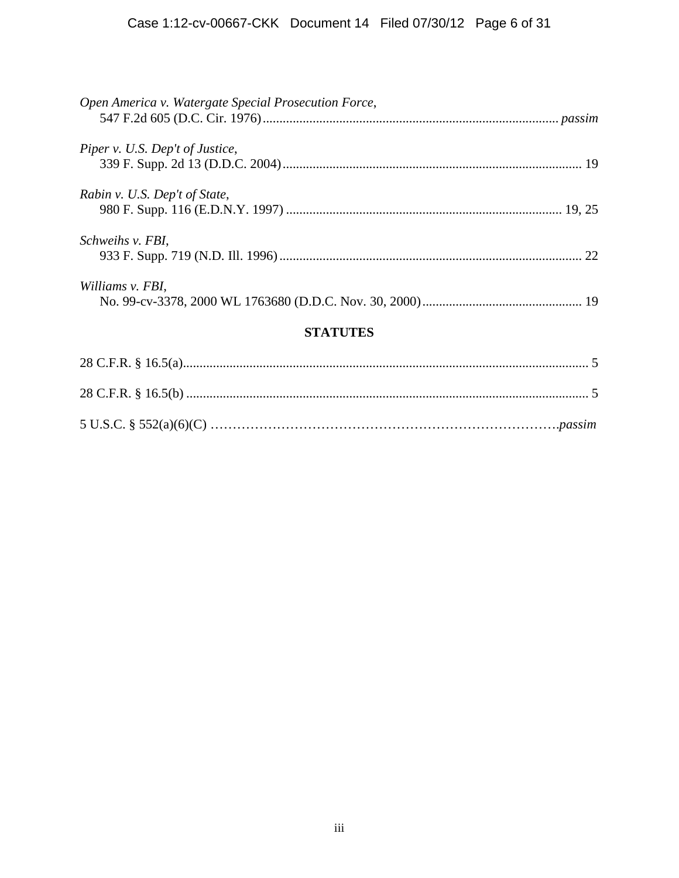*Open America v. Watergate Special Prosecution Force*,
547 F.2d 605 (D.C. Cir. 1976)........................................................................................ *passim*

*Piper v. U.S. Dep't of Justice*,
339 F. Supp. 2d 13 (D.D.C. 2004)......................................................................................... 19

*Rabin v. U.S. Dep't of State*,
980 F. Supp. 116 (E.D.N.Y. 1997) .................................................................................. 19, 25

*Schweihs v. FBI*,
933 F. Supp. 719 (N.D. Ill. 1996).......................................................................................... 22

*Williams v. FBI*,
No. 99-cv-3378, 2000 WL 1763680 (D.D.C. Nov. 30, 2000)............................................... 19

## STATUTES

28 C.F.R. § 16.5(a)......................................................................................................................... 5

28 C.F.R. § 16.5(b) ........................................................................................................................ 5

5 U.S.C. § 552(a)(6)(C) ……………………………………………………………………….*passim*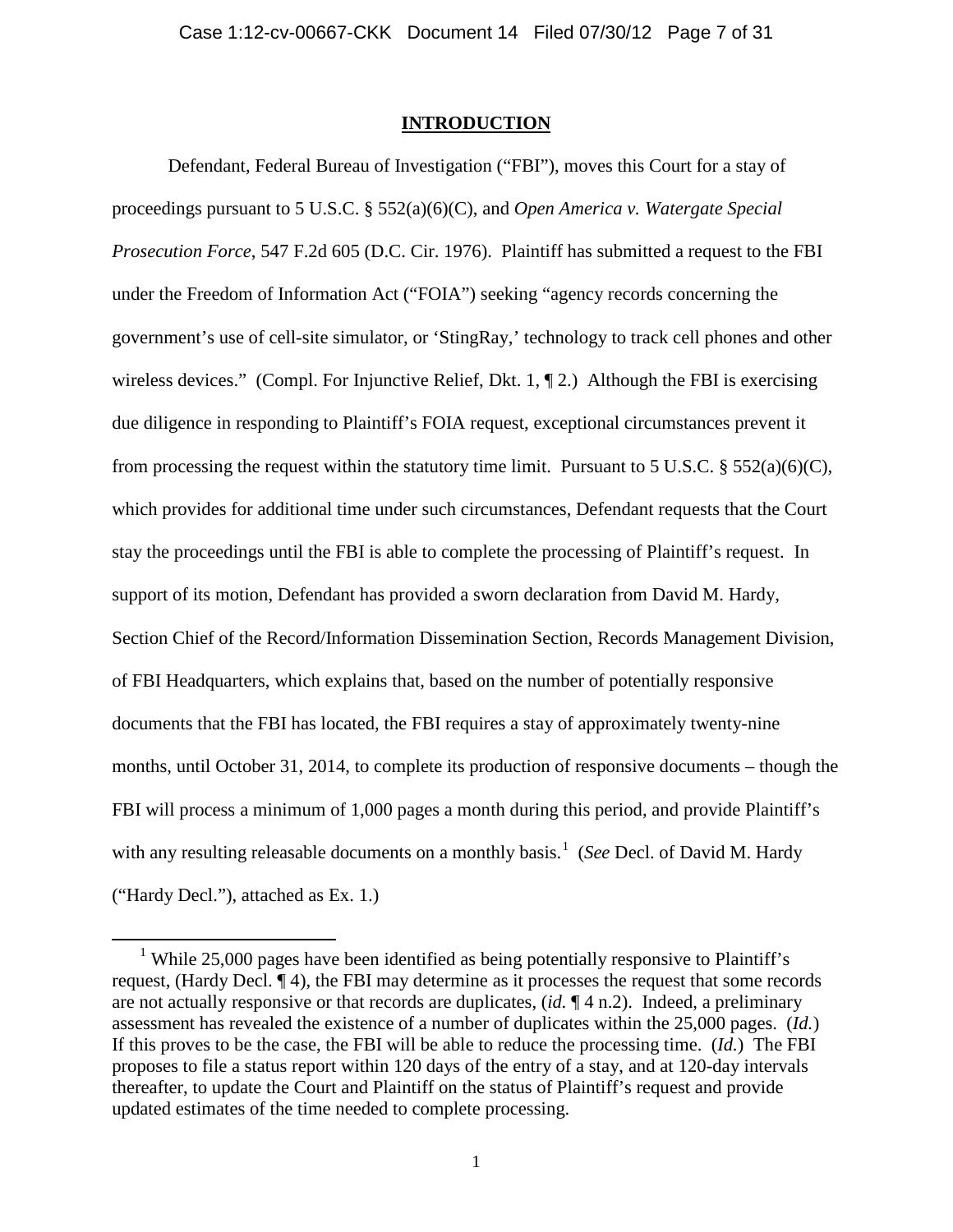## INTRODUCTION

Defendant, Federal Bureau of Investigation ("FBI"), moves this Court for a stay of proceedings pursuant to 5 U.S.C. § 552(a)(6)(C), and *Open America v. Watergate Special Prosecution Force*, 547 F.2d 605 (D.C. Cir. 1976). Plaintiff has submitted a request to the FBI under the Freedom of Information Act ("FOIA") seeking "agency records concerning the government's use of cell-site simulator, or 'StingRay,' technology to track cell phones and other wireless devices." (Compl. For Injunctive Relief, Dkt. 1, ¶ 2.) Although the FBI is exercising due diligence in responding to Plaintiff's FOIA request, exceptional circumstances prevent it from processing the request within the statutory time limit. Pursuant to 5 U.S.C. § 552(a)(6)(C), which provides for additional time under such circumstances, Defendant requests that the Court stay the proceedings until the FBI is able to complete the processing of Plaintiff's request. In support of its motion, Defendant has provided a sworn declaration from David M. Hardy, Section Chief of the Record/Information Dissemination Section, Records Management Division, of FBI Headquarters, which explains that, based on the number of potentially responsive documents that the FBI has located, the FBI requires a stay of approximately twenty-nine months, until October 31, 2014, to complete its production of responsive documents – though the FBI will process a minimum of 1,000 pages a month during this period, and provide Plaintiff's with any resulting releasable documents on a monthly basis.[1] (*See* Decl. of David M. Hardy ("Hardy Decl."), attached as Ex. 1.)

---

[1] While 25,000 pages have been identified as being potentially responsive to Plaintiff's request, (Hardy Decl. ¶ 4), the FBI may determine as it processes the request that some records are not actually responsive or that records are duplicates, (*id.* ¶ 4 n.2). Indeed, a preliminary assessment has revealed the existence of a number of duplicates within the 25,000 pages. (*Id.*) If this proves to be the case, the FBI will be able to reduce the processing time. (*Id.*) The FBI proposes to file a status report within 120 days of the entry of a stay, and at 120-day intervals thereafter, to update the Court and Plaintiff on the status of Plaintiff's request and provide updated estimates of the time needed to complete processing.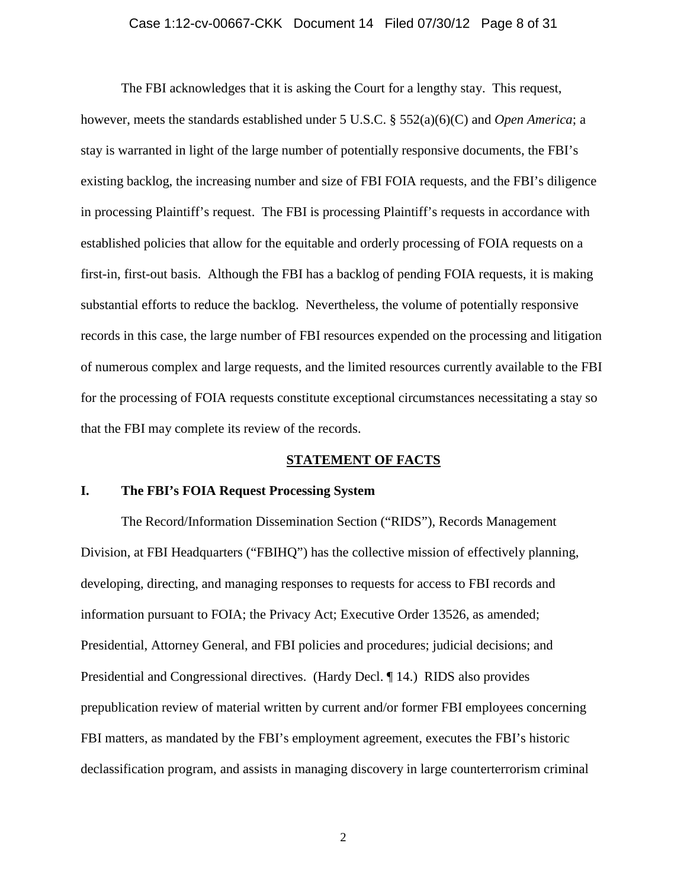The FBI acknowledges that it is asking the Court for a lengthy stay. This request, however, meets the standards established under 5 U.S.C. § 552(a)(6)(C) and *Open America*; a stay is warranted in light of the large number of potentially responsive documents, the FBI's existing backlog, the increasing number and size of FBI FOIA requests, and the FBI's diligence in processing Plaintiff's request. The FBI is processing Plaintiff's requests in accordance with established policies that allow for the equitable and orderly processing of FOIA requests on a first-in, first-out basis. Although the FBI has a backlog of pending FOIA requests, it is making substantial efforts to reduce the backlog. Nevertheless, the volume of potentially responsive records in this case, the large number of FBI resources expended on the processing and litigation of numerous complex and large requests, and the limited resources currently available to the FBI for the processing of FOIA requests constitute exceptional circumstances necessitating a stay so that the FBI may complete its review of the records.

## STATEMENT OF FACTS

### I. The FBI's FOIA Request Processing System

The Record/Information Dissemination Section ("RIDS"), Records Management Division, at FBI Headquarters ("FBIHQ") has the collective mission of effectively planning, developing, directing, and managing responses to requests for access to FBI records and information pursuant to FOIA; the Privacy Act; Executive Order 13526, as amended; Presidential, Attorney General, and FBI policies and procedures; judicial decisions; and Presidential and Congressional directives. (Hardy Decl. ¶ 14.) RIDS also provides prepublication review of material written by current and/or former FBI employees concerning FBI matters, as mandated by the FBI's employment agreement, executes the FBI's historic declassification program, and assists in managing discovery in large counterterrorism criminal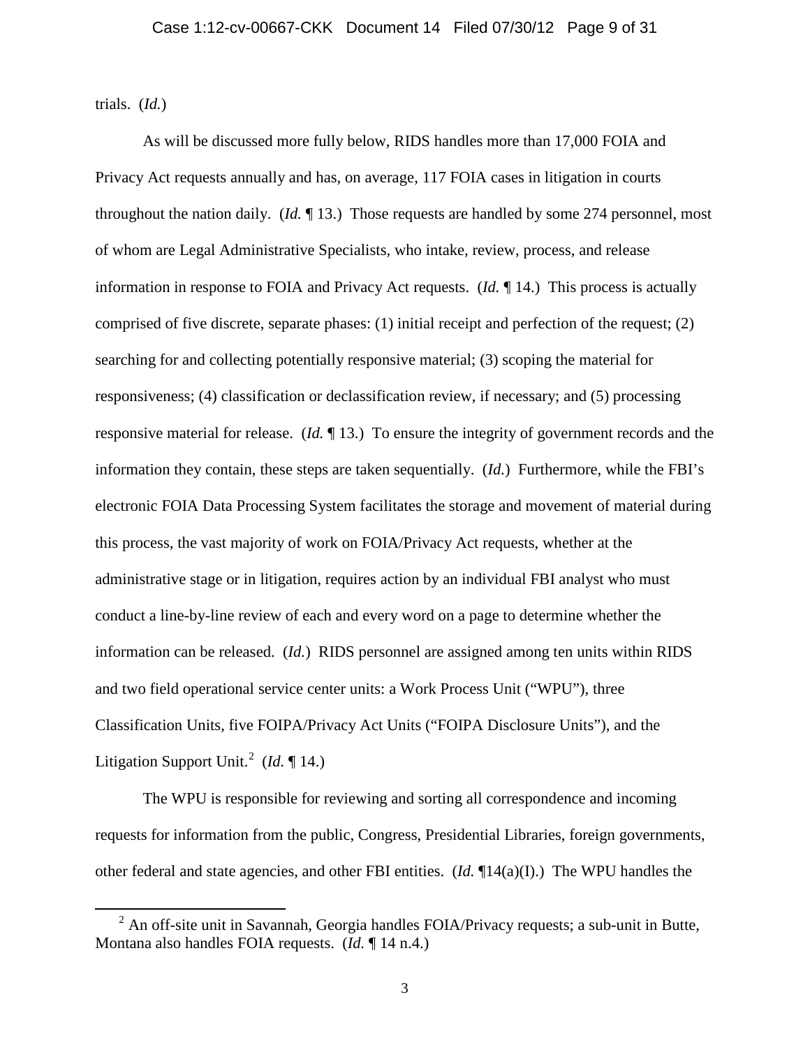trials. (*Id.*)

As will be discussed more fully below, RIDS handles more than 17,000 FOIA and Privacy Act requests annually and has, on average, 117 FOIA cases in litigation in courts throughout the nation daily. (*Id.* ¶ 13.) Those requests are handled by some 274 personnel, most of whom are Legal Administrative Specialists, who intake, review, process, and release information in response to FOIA and Privacy Act requests. (*Id.* ¶ 14.) This process is actually comprised of five discrete, separate phases: (1) initial receipt and perfection of the request; (2) searching for and collecting potentially responsive material; (3) scoping the material for responsiveness; (4) classification or declassification review, if necessary; and (5) processing responsive material for release. (*Id.* ¶ 13.) To ensure the integrity of government records and the information they contain, these steps are taken sequentially. (*Id.*) Furthermore, while the FBI's electronic FOIA Data Processing System facilitates the storage and movement of material during this process, the vast majority of work on FOIA/Privacy Act requests, whether at the administrative stage or in litigation, requires action by an individual FBI analyst who must conduct a line-by-line review of each and every word on a page to determine whether the information can be released. (*Id.*) RIDS personnel are assigned among ten units within RIDS and two field operational service center units: a Work Process Unit ("WPU"), three Classification Units, five FOIPA/Privacy Act Units ("FOIPA Disclosure Units"), and the Litigation Support Unit.[2] (*Id.* ¶ 14.)

The WPU is responsible for reviewing and sorting all correspondence and incoming requests for information from the public, Congress, Presidential Libraries, foreign governments, other federal and state agencies, and other FBI entities. (*Id.* ¶14(a)(I).) The WPU handles the

---

[2] An off-site unit in Savannah, Georgia handles FOIA/Privacy requests; a sub-unit in Butte, Montana also handles FOIA requests. (*Id.* ¶ 14 n.4.)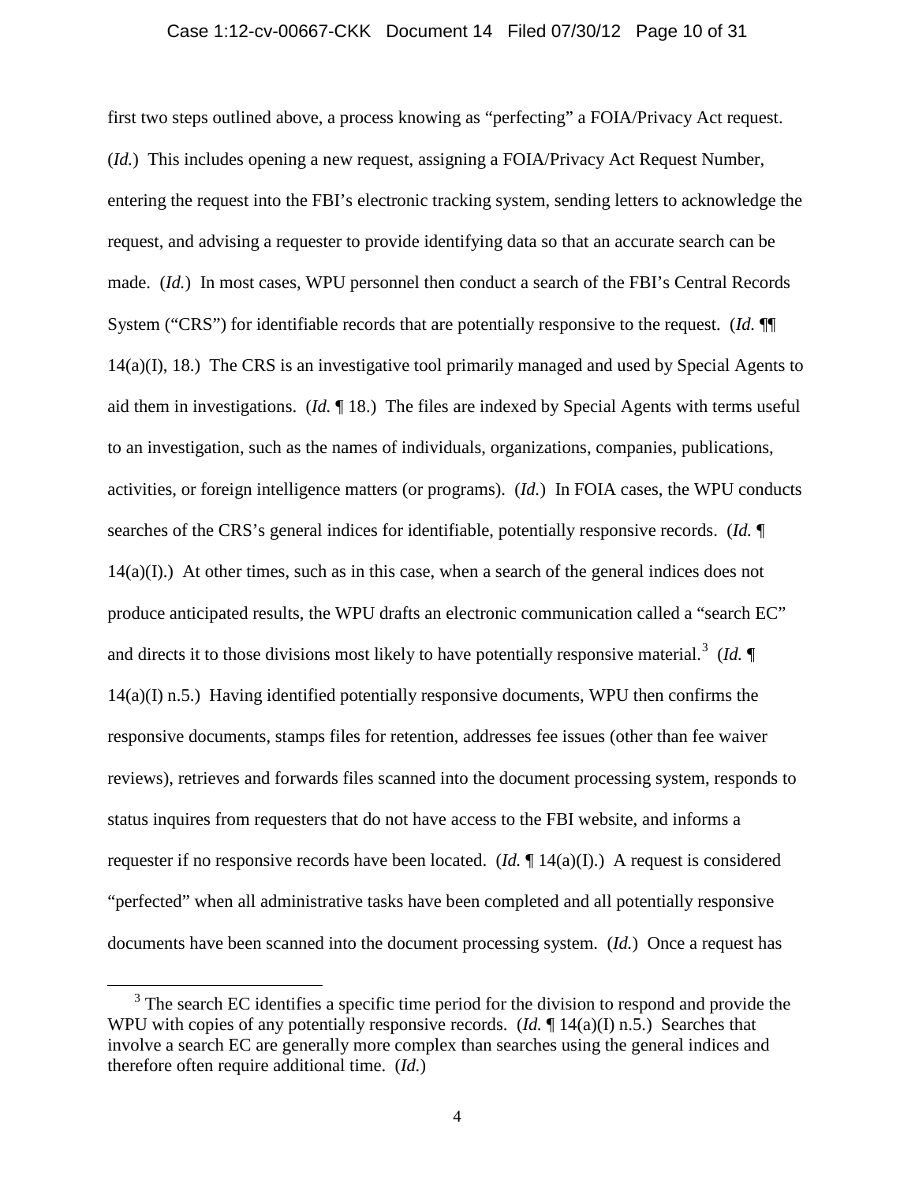first two steps outlined above, a process knowing as "perfecting" a FOIA/Privacy Act request. (*Id.*) This includes opening a new request, assigning a FOIA/Privacy Act Request Number, entering the request into the FBI's electronic tracking system, sending letters to acknowledge the request, and advising a requester to provide identifying data so that an accurate search can be made. (*Id.*) In most cases, WPU personnel then conduct a search of the FBI's Central Records System ("CRS") for identifiable records that are potentially responsive to the request. (*Id.* ¶¶ 14(a)(I), 18.) The CRS is an investigative tool primarily managed and used by Special Agents to aid them in investigations. (*Id.* ¶ 18.) The files are indexed by Special Agents with terms useful to an investigation, such as the names of individuals, organizations, companies, publications, activities, or foreign intelligence matters (or programs). (*Id.*) In FOIA cases, the WPU conducts searches of the CRS's general indices for identifiable, potentially responsive records. (*Id.* ¶ 14(a)(I).) At other times, such as in this case, when a search of the general indices does not produce anticipated results, the WPU drafts an electronic communication called a "search EC" and directs it to those divisions most likely to have potentially responsive material.[3] (*Id.* ¶ 14(a)(I) n.5.) Having identified potentially responsive documents, WPU then confirms the responsive documents, stamps files for retention, addresses fee issues (other than fee waiver reviews), retrieves and forwards files scanned into the document processing system, responds to status inquires from requesters that do not have access to the FBI website, and informs a requester if no responsive records have been located. (*Id.* ¶ 14(a)(I).) A request is considered "perfected" when all administrative tasks have been completed and all potentially responsive documents have been scanned into the document processing system. (*Id.*) Once a request has

[3] The search EC identifies a specific time period for the division to respond and provide the WPU with copies of any potentially responsive records. (*Id.* ¶ 14(a)(I) n.5.) Searches that involve a search EC are generally more complex than searches using the general indices and therefore often require additional time. (*Id.*)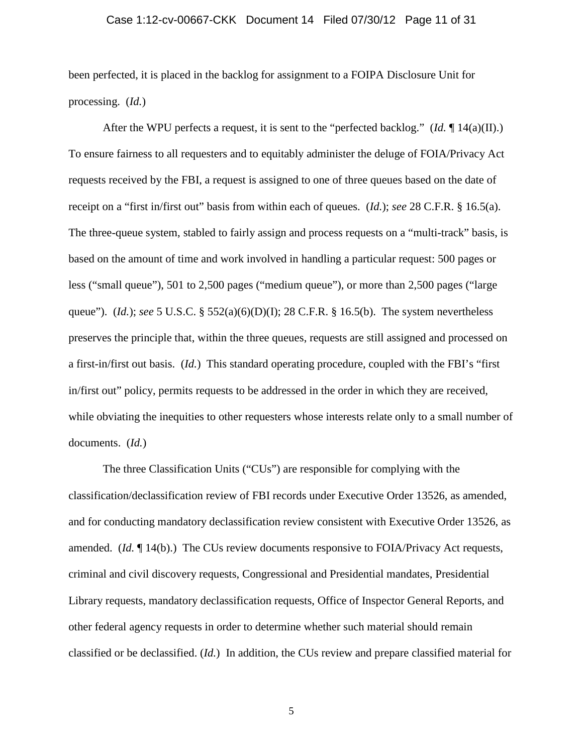been perfected, it is placed in the backlog for assignment to a FOIPA Disclosure Unit for processing. (*Id.*)

After the WPU perfects a request, it is sent to the "perfected backlog." (*Id.* ¶ 14(a)(II).) To ensure fairness to all requesters and to equitably administer the deluge of FOIA/Privacy Act requests received by the FBI, a request is assigned to one of three queues based on the date of receipt on a "first in/first out" basis from within each of queues. (*Id.*); *see* 28 C.F.R. § 16.5(a). The three-queue system, stabled to fairly assign and process requests on a "multi-track" basis, is based on the amount of time and work involved in handling a particular request: 500 pages or less ("small queue"), 501 to 2,500 pages ("medium queue"), or more than 2,500 pages ("large queue"). (*Id.*); *see* 5 U.S.C. § 552(a)(6)(D)(I); 28 C.F.R. § 16.5(b). The system nevertheless preserves the principle that, within the three queues, requests are still assigned and processed on a first-in/first out basis. (*Id.*) This standard operating procedure, coupled with the FBI's "first in/first out" policy, permits requests to be addressed in the order in which they are received, while obviating the inequities to other requesters whose interests relate only to a small number of documents. (*Id.*)

The three Classification Units ("CUs") are responsible for complying with the classification/declassification review of FBI records under Executive Order 13526, as amended, and for conducting mandatory declassification review consistent with Executive Order 13526, as amended. (*Id.* ¶ 14(b).) The CUs review documents responsive to FOIA/Privacy Act requests, criminal and civil discovery requests, Congressional and Presidential mandates, Presidential Library requests, mandatory declassification requests, Office of Inspector General Reports, and other federal agency requests in order to determine whether such material should remain classified or be declassified. (*Id.*) In addition, the CUs review and prepare classified material for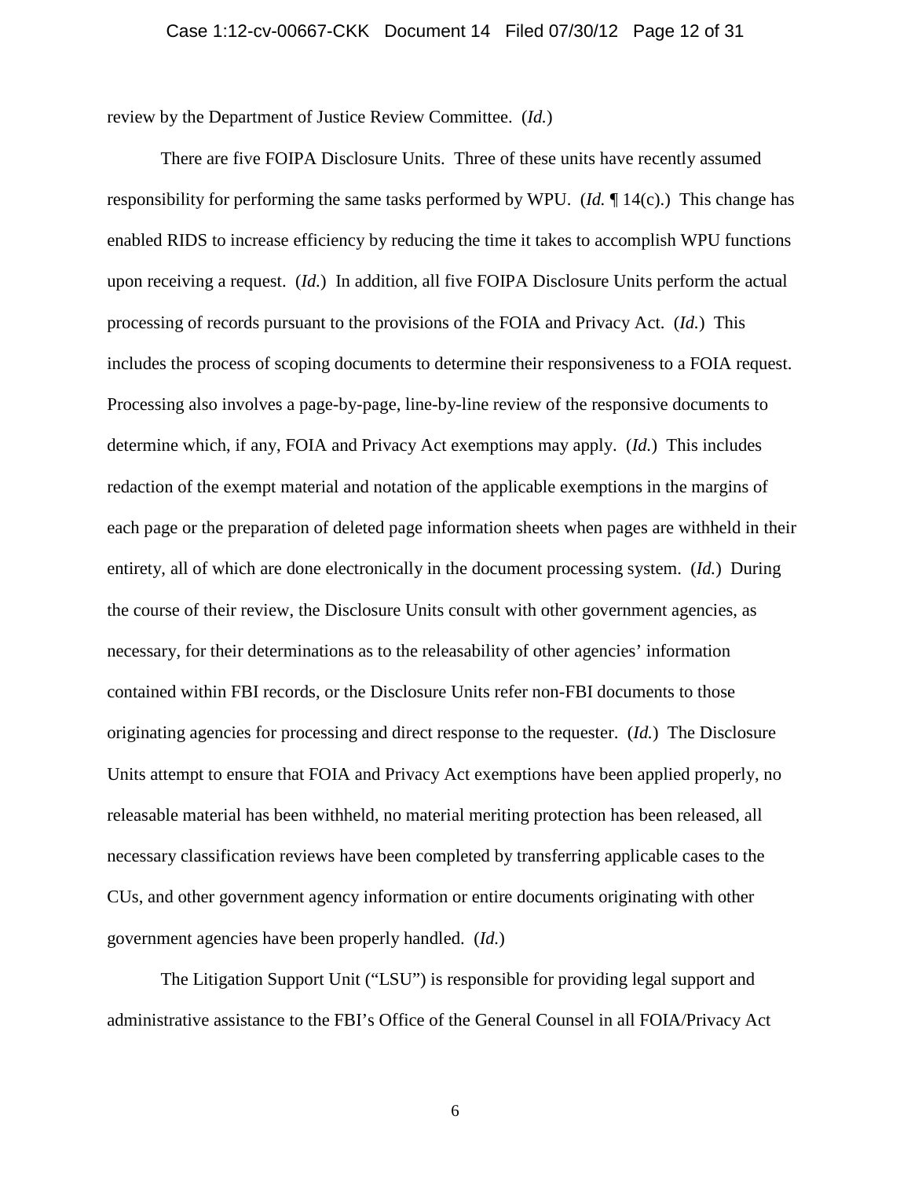review by the Department of Justice Review Committee. (*Id.*)

There are five FOIPA Disclosure Units. Three of these units have recently assumed responsibility for performing the same tasks performed by WPU. (*Id.* ¶ 14(c).) This change has enabled RIDS to increase efficiency by reducing the time it takes to accomplish WPU functions upon receiving a request. (*Id.*) In addition, all five FOIPA Disclosure Units perform the actual processing of records pursuant to the provisions of the FOIA and Privacy Act. (*Id.*) This includes the process of scoping documents to determine their responsiveness to a FOIA request. Processing also involves a page-by-page, line-by-line review of the responsive documents to determine which, if any, FOIA and Privacy Act exemptions may apply. (*Id.*) This includes redaction of the exempt material and notation of the applicable exemptions in the margins of each page or the preparation of deleted page information sheets when pages are withheld in their entirety, all of which are done electronically in the document processing system. (*Id.*) During the course of their review, the Disclosure Units consult with other government agencies, as necessary, for their determinations as to the releasability of other agencies' information contained within FBI records, or the Disclosure Units refer non-FBI documents to those originating agencies for processing and direct response to the requester. (*Id.*) The Disclosure Units attempt to ensure that FOIA and Privacy Act exemptions have been applied properly, no releasable material has been withheld, no material meriting protection has been released, all necessary classification reviews have been completed by transferring applicable cases to the CUs, and other government agency information or entire documents originating with other government agencies have been properly handled. (*Id.*)

The Litigation Support Unit ("LSU") is responsible for providing legal support and administrative assistance to the FBI's Office of the General Counsel in all FOIA/Privacy Act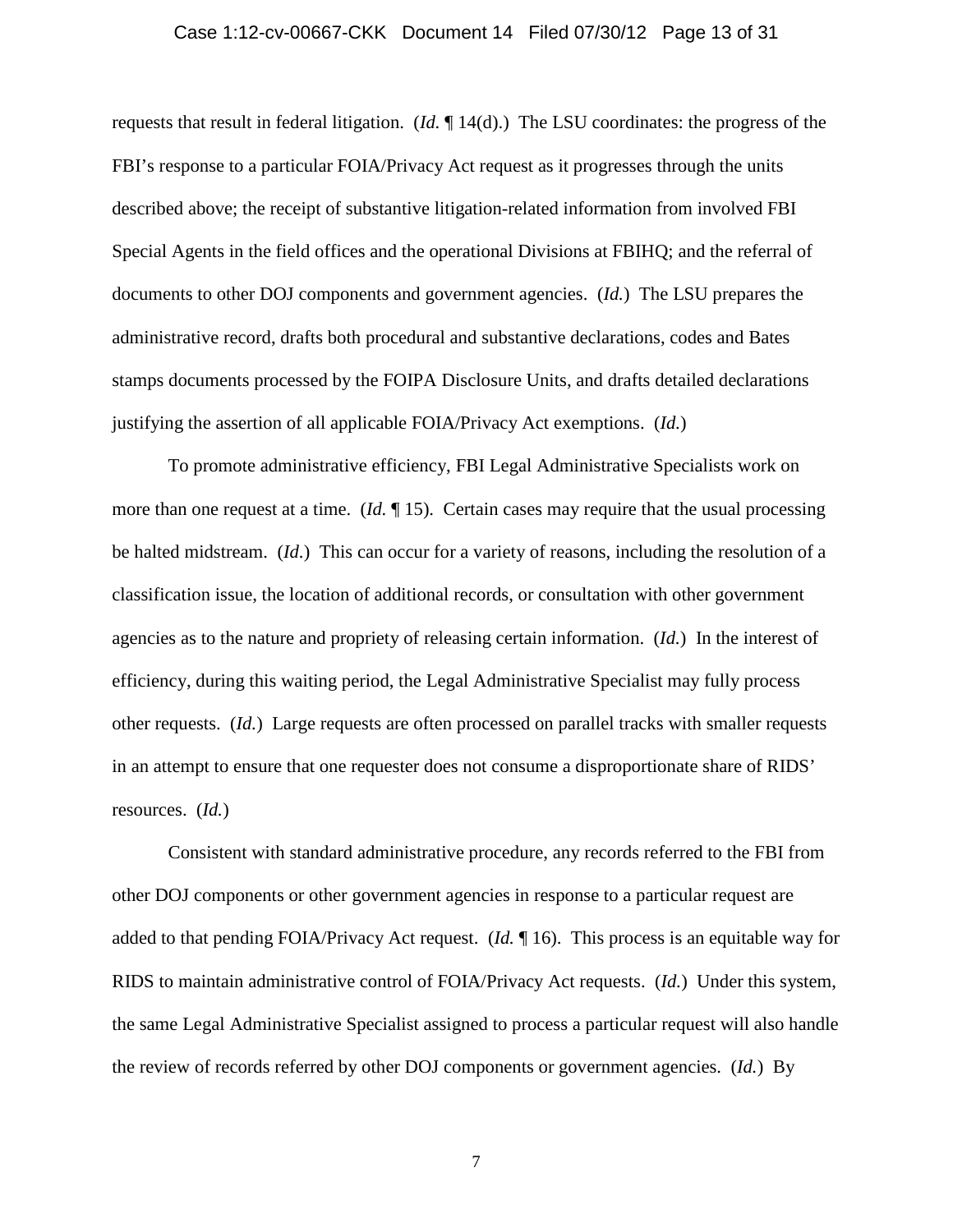requests that result in federal litigation. (*Id.* ¶ 14(d).) The LSU coordinates: the progress of the FBI's response to a particular FOIA/Privacy Act request as it progresses through the units described above; the receipt of substantive litigation-related information from involved FBI Special Agents in the field offices and the operational Divisions at FBIHQ; and the referral of documents to other DOJ components and government agencies. (*Id.*) The LSU prepares the administrative record, drafts both procedural and substantive declarations, codes and Bates stamps documents processed by the FOIPA Disclosure Units, and drafts detailed declarations justifying the assertion of all applicable FOIA/Privacy Act exemptions. (*Id.*)

To promote administrative efficiency, FBI Legal Administrative Specialists work on more than one request at a time. (*Id.* ¶ 15). Certain cases may require that the usual processing be halted midstream. (*Id.*) This can occur for a variety of reasons, including the resolution of a classification issue, the location of additional records, or consultation with other government agencies as to the nature and propriety of releasing certain information. (*Id.*) In the interest of efficiency, during this waiting period, the Legal Administrative Specialist may fully process other requests. (*Id.*) Large requests are often processed on parallel tracks with smaller requests in an attempt to ensure that one requester does not consume a disproportionate share of RIDS' resources. (*Id.*)

Consistent with standard administrative procedure, any records referred to the FBI from other DOJ components or other government agencies in response to a particular request are added to that pending FOIA/Privacy Act request. (*Id.* ¶ 16). This process is an equitable way for RIDS to maintain administrative control of FOIA/Privacy Act requests. (*Id.*) Under this system, the same Legal Administrative Specialist assigned to process a particular request will also handle the review of records referred by other DOJ components or government agencies. (*Id.*) By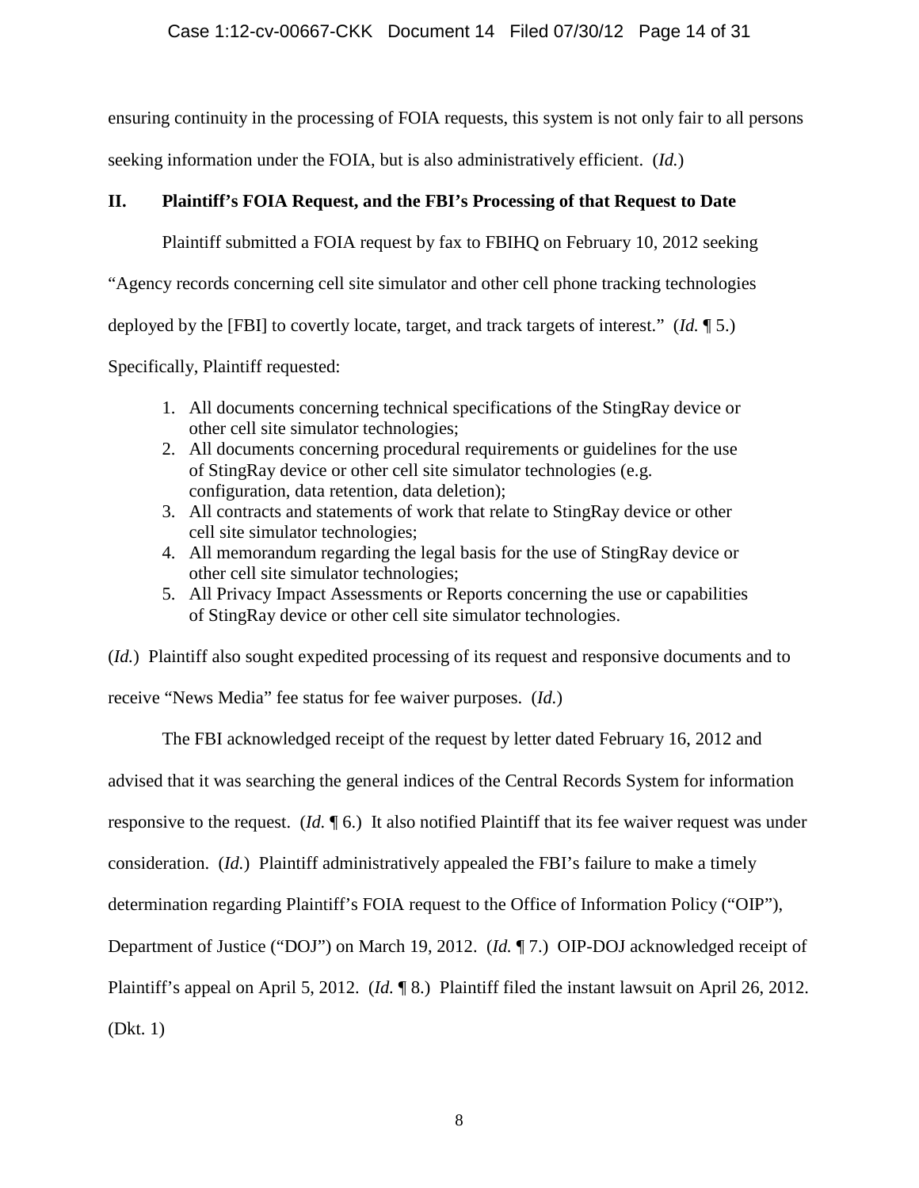ensuring continuity in the processing of FOIA requests, this system is not only fair to all persons seeking information under the FOIA, but is also administratively efficient. (*Id.*)

## II. Plaintiff's FOIA Request, and the FBI's Processing of that Request to Date

Plaintiff submitted a FOIA request by fax to FBIHQ on February 10, 2012 seeking "Agency records concerning cell site simulator and other cell phone tracking technologies deployed by the [FBI] to covertly locate, target, and track targets of interest." (*Id.* ¶ 5.) Specifically, Plaintiff requested:

1. All documents concerning technical specifications of the StingRay device or other cell site simulator technologies;
2. All documents concerning procedural requirements or guidelines for the use of StingRay device or other cell site simulator technologies (e.g. configuration, data retention, data deletion);
3. All contracts and statements of work that relate to StingRay device or other cell site simulator technologies;
4. All memorandum regarding the legal basis for the use of StingRay device or other cell site simulator technologies;
5. All Privacy Impact Assessments or Reports concerning the use or capabilities of StingRay device or other cell site simulator technologies.

(*Id.*) Plaintiff also sought expedited processing of its request and responsive documents and to receive "News Media" fee status for fee waiver purposes. (*Id.*)

The FBI acknowledged receipt of the request by letter dated February 16, 2012 and advised that it was searching the general indices of the Central Records System for information responsive to the request. (*Id.* ¶ 6.) It also notified Plaintiff that its fee waiver request was under consideration. (*Id.*) Plaintiff administratively appealed the FBI's failure to make a timely determination regarding Plaintiff's FOIA request to the Office of Information Policy ("OIP"), Department of Justice ("DOJ") on March 19, 2012. (*Id.* ¶ 7.) OIP-DOJ acknowledged receipt of Plaintiff's appeal on April 5, 2012. (*Id.* ¶ 8.) Plaintiff filed the instant lawsuit on April 26, 2012. (Dkt. 1)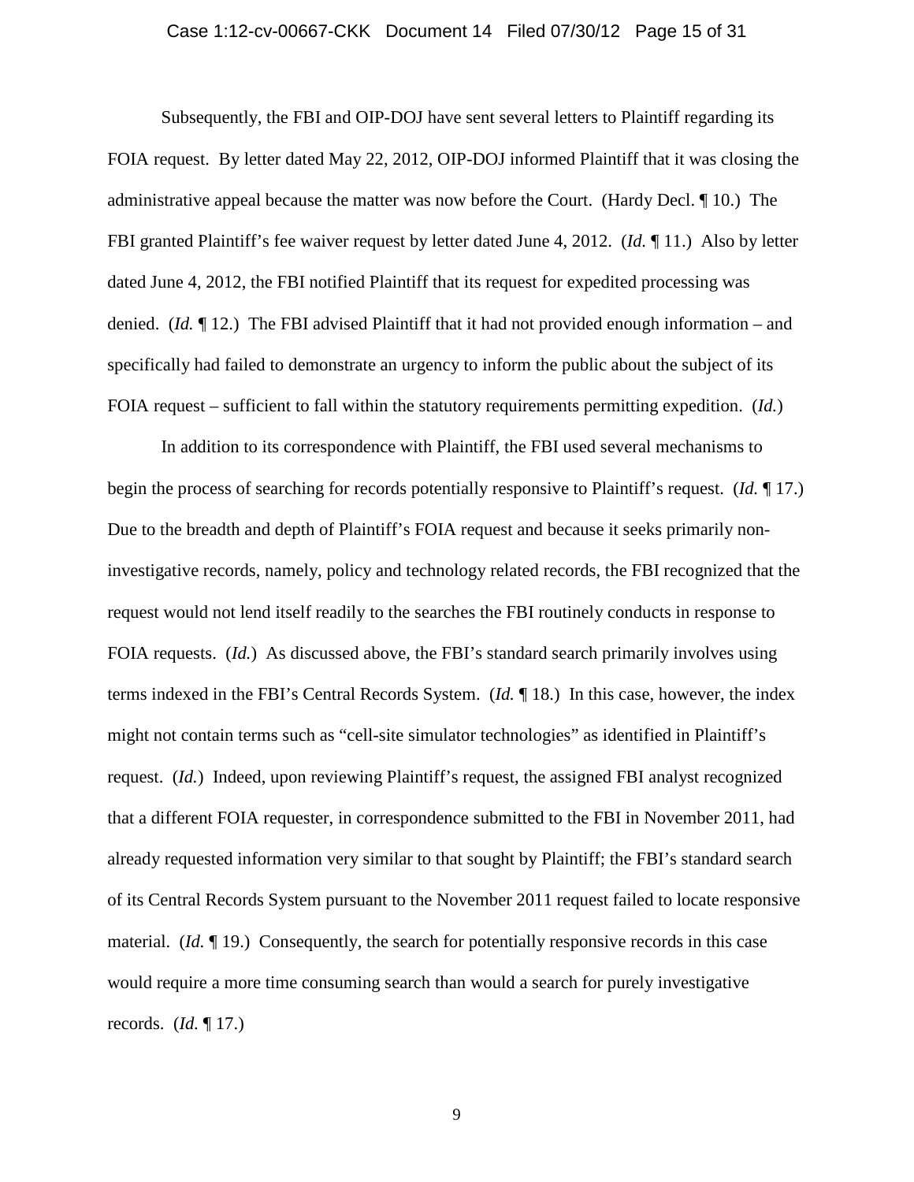Subsequently, the FBI and OIP-DOJ have sent several letters to Plaintiff regarding its FOIA request. By letter dated May 22, 2012, OIP-DOJ informed Plaintiff that it was closing the administrative appeal because the matter was now before the Court. (Hardy Decl. ¶ 10.) The FBI granted Plaintiff's fee waiver request by letter dated June 4, 2012. (*Id.* ¶ 11.) Also by letter dated June 4, 2012, the FBI notified Plaintiff that its request for expedited processing was denied. (*Id.* ¶ 12.) The FBI advised Plaintiff that it had not provided enough information – and specifically had failed to demonstrate an urgency to inform the public about the subject of its FOIA request – sufficient to fall within the statutory requirements permitting expedition. (*Id.*)

In addition to its correspondence with Plaintiff, the FBI used several mechanisms to begin the process of searching for records potentially responsive to Plaintiff's request. (*Id.* ¶ 17.) Due to the breadth and depth of Plaintiff's FOIA request and because it seeks primarily non-investigative records, namely, policy and technology related records, the FBI recognized that the request would not lend itself readily to the searches the FBI routinely conducts in response to FOIA requests. (*Id.*) As discussed above, the FBI's standard search primarily involves using terms indexed in the FBI's Central Records System. (*Id.* ¶ 18.) In this case, however, the index might not contain terms such as "cell-site simulator technologies" as identified in Plaintiff's request. (*Id.*) Indeed, upon reviewing Plaintiff's request, the assigned FBI analyst recognized that a different FOIA requester, in correspondence submitted to the FBI in November 2011, had already requested information very similar to that sought by Plaintiff; the FBI's standard search of its Central Records System pursuant to the November 2011 request failed to locate responsive material. (*Id.* ¶ 19.) Consequently, the search for potentially responsive records in this case would require a more time consuming search than would a search for purely investigative records. (*Id.* ¶ 17.)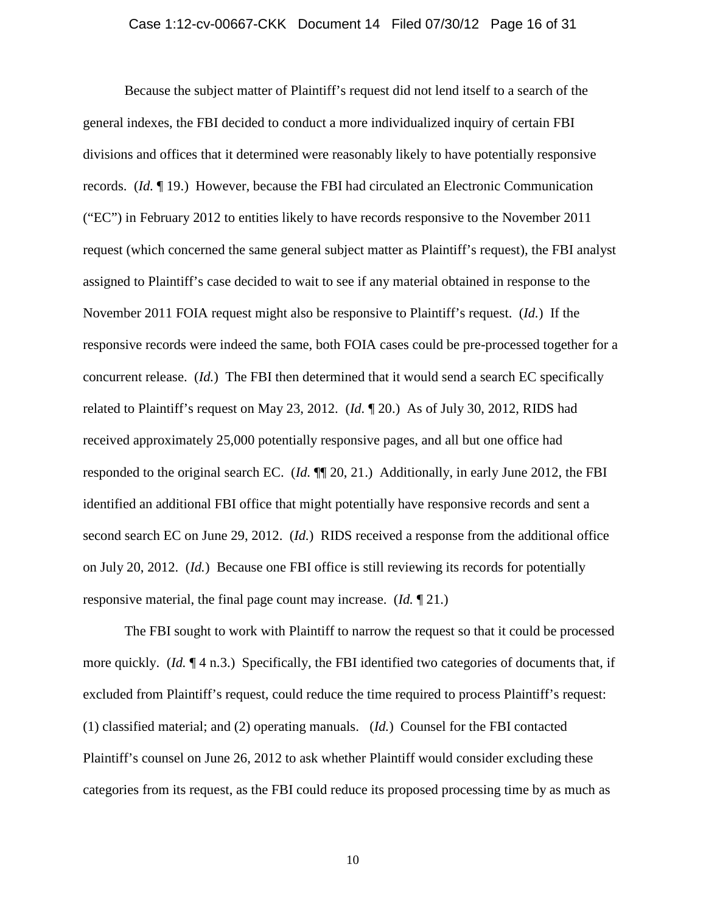Because the subject matter of Plaintiff's request did not lend itself to a search of the general indexes, the FBI decided to conduct a more individualized inquiry of certain FBI divisions and offices that it determined were reasonably likely to have potentially responsive records. (*Id.* ¶ 19.) However, because the FBI had circulated an Electronic Communication ("EC") in February 2012 to entities likely to have records responsive to the November 2011 request (which concerned the same general subject matter as Plaintiff's request), the FBI analyst assigned to Plaintiff's case decided to wait to see if any material obtained in response to the November 2011 FOIA request might also be responsive to Plaintiff's request. (*Id.*) If the responsive records were indeed the same, both FOIA cases could be pre-processed together for a concurrent release. (*Id.*) The FBI then determined that it would send a search EC specifically related to Plaintiff's request on May 23, 2012. (*Id.* ¶ 20.) As of July 30, 2012, RIDS had received approximately 25,000 potentially responsive pages, and all but one office had responded to the original search EC. (*Id.* ¶¶ 20, 21.) Additionally, in early June 2012, the FBI identified an additional FBI office that might potentially have responsive records and sent a second search EC on June 29, 2012. (*Id.*) RIDS received a response from the additional office on July 20, 2012. (*Id.*) Because one FBI office is still reviewing its records for potentially responsive material, the final page count may increase. (*Id.* ¶ 21.)

The FBI sought to work with Plaintiff to narrow the request so that it could be processed more quickly. (*Id.* ¶ 4 n.3.) Specifically, the FBI identified two categories of documents that, if excluded from Plaintiff's request, could reduce the time required to process Plaintiff's request: (1) classified material; and (2) operating manuals. (*Id.*) Counsel for the FBI contacted Plaintiff's counsel on June 26, 2012 to ask whether Plaintiff would consider excluding these categories from its request, as the FBI could reduce its proposed processing time by as much as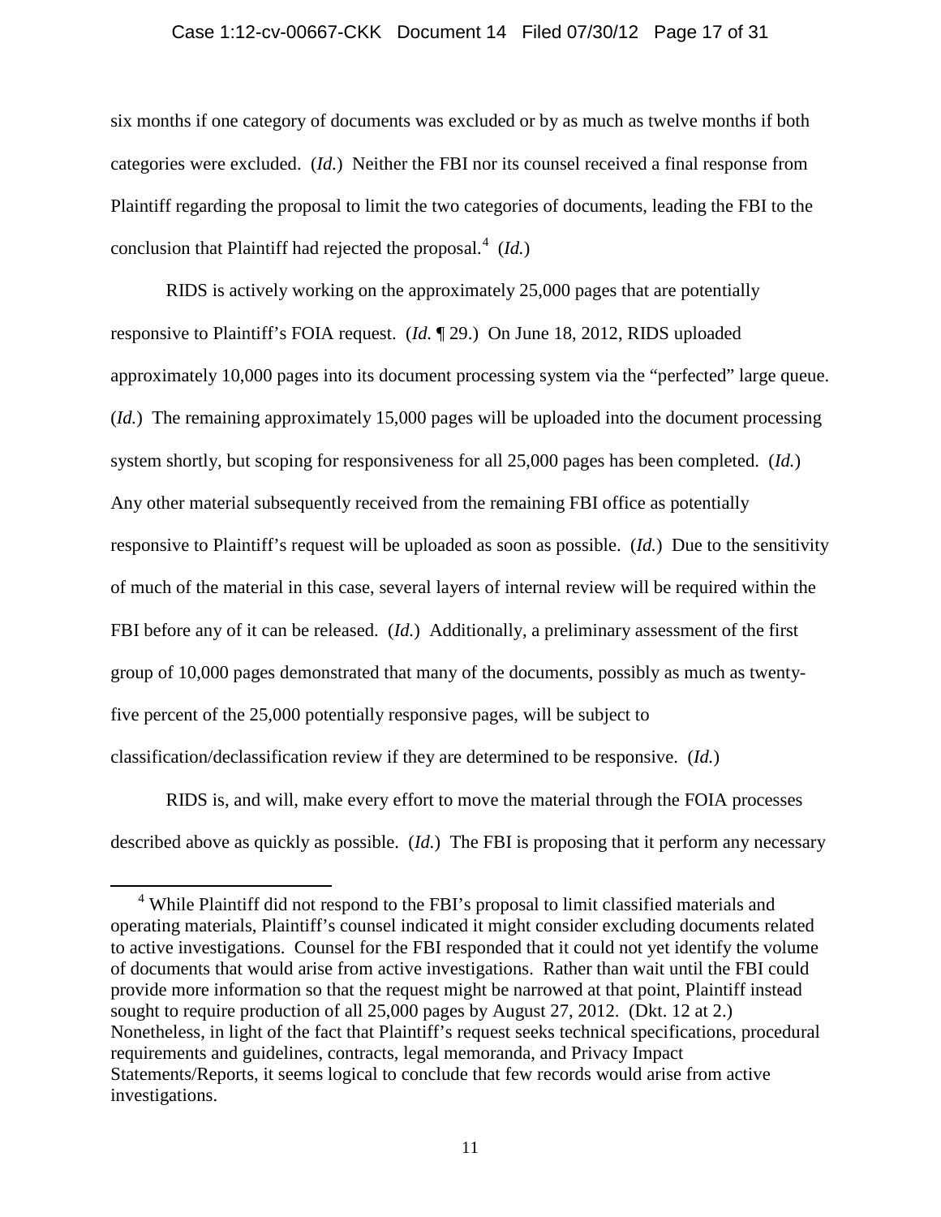six months if one category of documents was excluded or by as much as twelve months if both categories were excluded. (*Id.*) Neither the FBI nor its counsel received a final response from Plaintiff regarding the proposal to limit the two categories of documents, leading the FBI to the conclusion that Plaintiff had rejected the proposal.[4] (*Id.*)

RIDS is actively working on the approximately 25,000 pages that are potentially responsive to Plaintiff's FOIA request. (*Id.* ¶ 29.) On June 18, 2012, RIDS uploaded approximately 10,000 pages into its document processing system via the "perfected" large queue. (*Id.*) The remaining approximately 15,000 pages will be uploaded into the document processing system shortly, but scoping for responsiveness for all 25,000 pages has been completed. (*Id.*) Any other material subsequently received from the remaining FBI office as potentially responsive to Plaintiff's request will be uploaded as soon as possible. (*Id.*) Due to the sensitivity of much of the material in this case, several layers of internal review will be required within the FBI before any of it can be released. (*Id.*) Additionally, a preliminary assessment of the first group of 10,000 pages demonstrated that many of the documents, possibly as much as twenty-five percent of the 25,000 potentially responsive pages, will be subject to classification/declassification review if they are determined to be responsive. (*Id.*)

RIDS is, and will, make every effort to move the material through the FOIA processes described above as quickly as possible. (*Id.*) The FBI is proposing that it perform any necessary

[4] While Plaintiff did not respond to the FBI's proposal to limit classified materials and operating materials, Plaintiff's counsel indicated it might consider excluding documents related to active investigations. Counsel for the FBI responded that it could not yet identify the volume of documents that would arise from active investigations. Rather than wait until the FBI could provide more information so that the request might be narrowed at that point, Plaintiff instead sought to require production of all 25,000 pages by August 27, 2012. (Dkt. 12 at 2.) Nonetheless, in light of the fact that Plaintiff's request seeks technical specifications, procedural requirements and guidelines, contracts, legal memoranda, and Privacy Impact Statements/Reports, it seems logical to conclude that few records would arise from active investigations.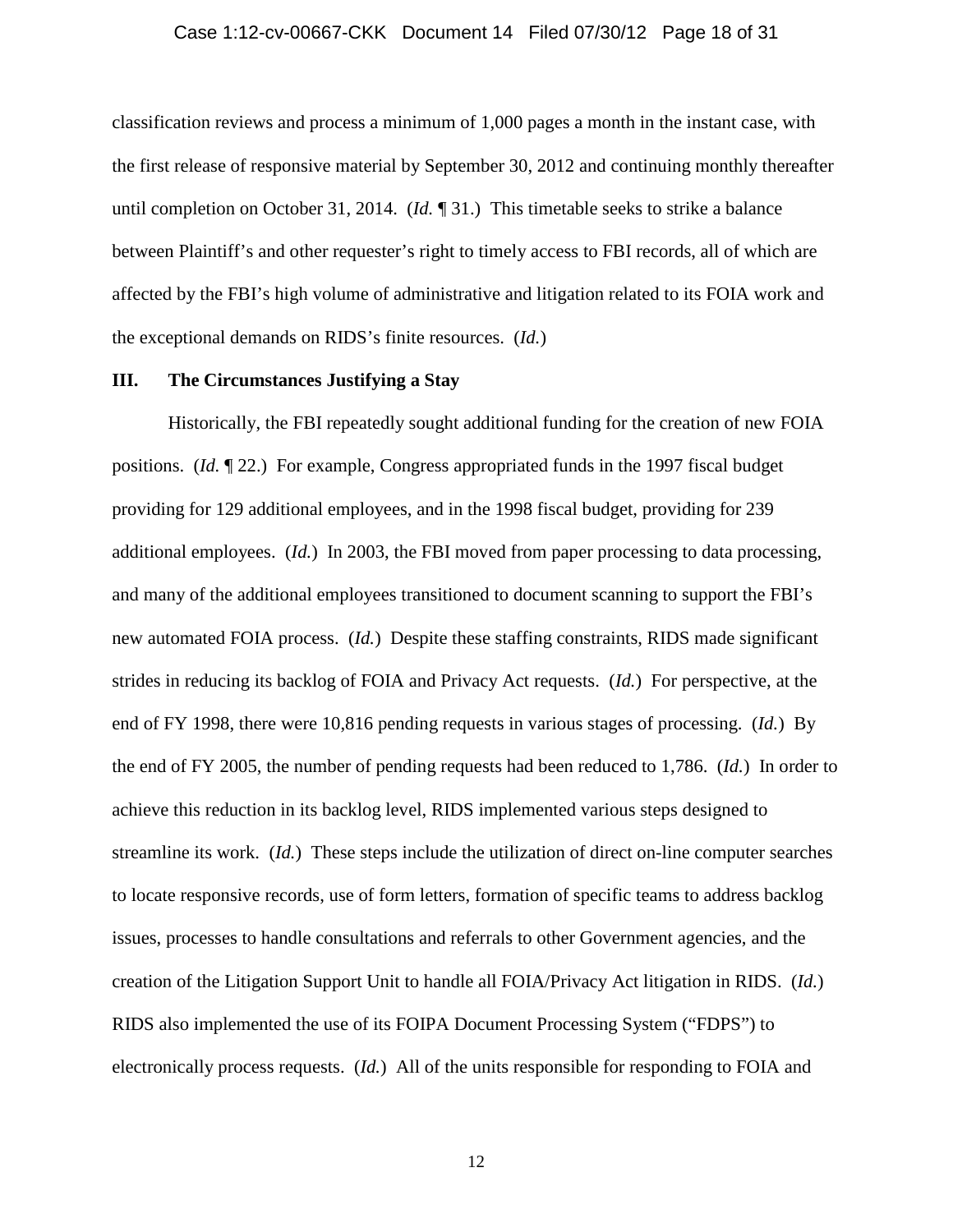classification reviews and process a minimum of 1,000 pages a month in the instant case, with the first release of responsive material by September 30, 2012 and continuing monthly thereafter until completion on October 31, 2014. (*Id.* ¶ 31.) This timetable seeks to strike a balance between Plaintiff's and other requester's right to timely access to FBI records, all of which are affected by the FBI's high volume of administrative and litigation related to its FOIA work and the exceptional demands on RIDS's finite resources. (*Id.*)

## III. The Circumstances Justifying a Stay

Historically, the FBI repeatedly sought additional funding for the creation of new FOIA positions. (*Id.* ¶ 22.) For example, Congress appropriated funds in the 1997 fiscal budget providing for 129 additional employees, and in the 1998 fiscal budget, providing for 239 additional employees. (*Id.*) In 2003, the FBI moved from paper processing to data processing, and many of the additional employees transitioned to document scanning to support the FBI's new automated FOIA process. (*Id.*) Despite these staffing constraints, RIDS made significant strides in reducing its backlog of FOIA and Privacy Act requests. (*Id.*) For perspective, at the end of FY 1998, there were 10,816 pending requests in various stages of processing. (*Id.*) By the end of FY 2005, the number of pending requests had been reduced to 1,786. (*Id.*) In order to achieve this reduction in its backlog level, RIDS implemented various steps designed to streamline its work. (*Id.*) These steps include the utilization of direct on-line computer searches to locate responsive records, use of form letters, formation of specific teams to address backlog issues, processes to handle consultations and referrals to other Government agencies, and the creation of the Litigation Support Unit to handle all FOIA/Privacy Act litigation in RIDS. (*Id.*) RIDS also implemented the use of its FOIPA Document Processing System ("FDPS") to electronically process requests. (*Id.*) All of the units responsible for responding to FOIA and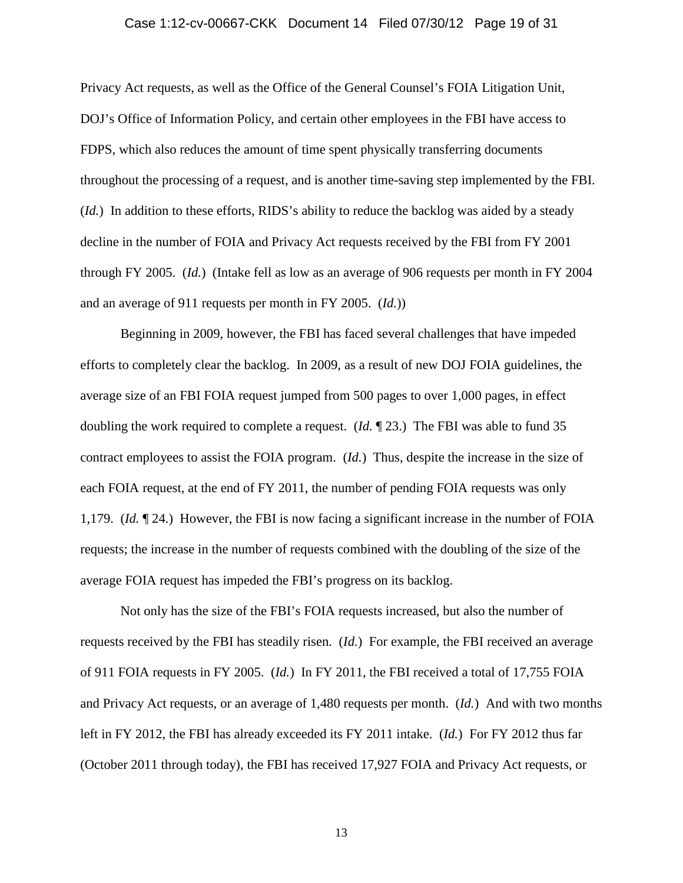Privacy Act requests, as well as the Office of the General Counsel's FOIA Litigation Unit, DOJ's Office of Information Policy, and certain other employees in the FBI have access to FDPS, which also reduces the amount of time spent physically transferring documents throughout the processing of a request, and is another time-saving step implemented by the FBI. (*Id.*) In addition to these efforts, RIDS's ability to reduce the backlog was aided by a steady decline in the number of FOIA and Privacy Act requests received by the FBI from FY 2001 through FY 2005. (*Id.*) (Intake fell as low as an average of 906 requests per month in FY 2004 and an average of 911 requests per month in FY 2005. (*Id.*))

Beginning in 2009, however, the FBI has faced several challenges that have impeded efforts to completely clear the backlog. In 2009, as a result of new DOJ FOIA guidelines, the average size of an FBI FOIA request jumped from 500 pages to over 1,000 pages, in effect doubling the work required to complete a request. (*Id.* ¶ 23.) The FBI was able to fund 35 contract employees to assist the FOIA program. (*Id.*) Thus, despite the increase in the size of each FOIA request, at the end of FY 2011, the number of pending FOIA requests was only 1,179. (*Id.* ¶ 24.) However, the FBI is now facing a significant increase in the number of FOIA requests; the increase in the number of requests combined with the doubling of the size of the average FOIA request has impeded the FBI's progress on its backlog.

Not only has the size of the FBI's FOIA requests increased, but also the number of requests received by the FBI has steadily risen. (*Id.*) For example, the FBI received an average of 911 FOIA requests in FY 2005. (*Id.*) In FY 2011, the FBI received a total of 17,755 FOIA and Privacy Act requests, or an average of 1,480 requests per month. (*Id.*) And with two months left in FY 2012, the FBI has already exceeded its FY 2011 intake. (*Id.*) For FY 2012 thus far (October 2011 through today), the FBI has received 17,927 FOIA and Privacy Act requests, or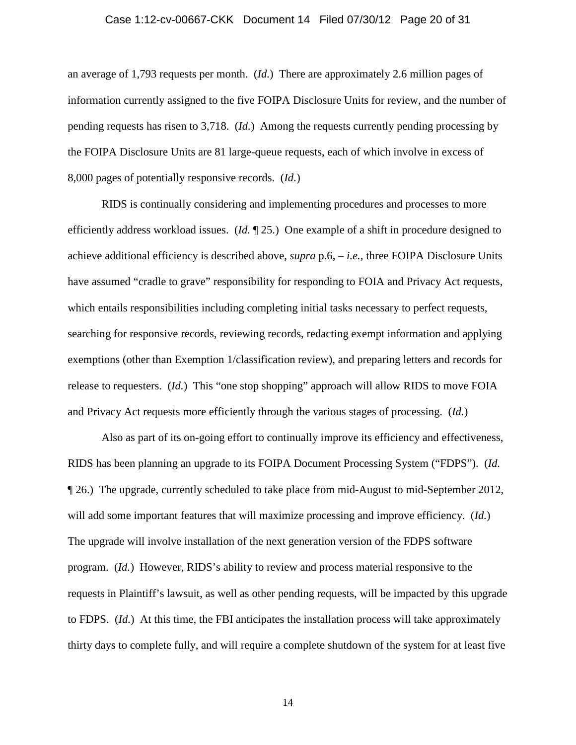an average of 1,793 requests per month. (*Id.*) There are approximately 2.6 million pages of information currently assigned to the five FOIPA Disclosure Units for review, and the number of pending requests has risen to 3,718. (*Id.*) Among the requests currently pending processing by the FOIPA Disclosure Units are 81 large-queue requests, each of which involve in excess of 8,000 pages of potentially responsive records. (*Id.*)

RIDS is continually considering and implementing procedures and processes to more efficiently address workload issues. (*Id.* ¶ 25.) One example of a shift in procedure designed to achieve additional efficiency is described above, *supra* p.6, – *i.e.*, three FOIPA Disclosure Units have assumed "cradle to grave" responsibility for responding to FOIA and Privacy Act requests, which entails responsibilities including completing initial tasks necessary to perfect requests, searching for responsive records, reviewing records, redacting exempt information and applying exemptions (other than Exemption 1/classification review), and preparing letters and records for release to requesters. (*Id.*) This "one stop shopping" approach will allow RIDS to move FOIA and Privacy Act requests more efficiently through the various stages of processing. (*Id.*)

Also as part of its on-going effort to continually improve its efficiency and effectiveness, RIDS has been planning an upgrade to its FOIPA Document Processing System ("FDPS"). (*Id.* ¶ 26.) The upgrade, currently scheduled to take place from mid-August to mid-September 2012, will add some important features that will maximize processing and improve efficiency. (*Id.*) The upgrade will involve installation of the next generation version of the FDPS software program. (*Id.*) However, RIDS's ability to review and process material responsive to the requests in Plaintiff's lawsuit, as well as other pending requests, will be impacted by this upgrade to FDPS. (*Id.*) At this time, the FBI anticipates the installation process will take approximately thirty days to complete fully, and will require a complete shutdown of the system for at least five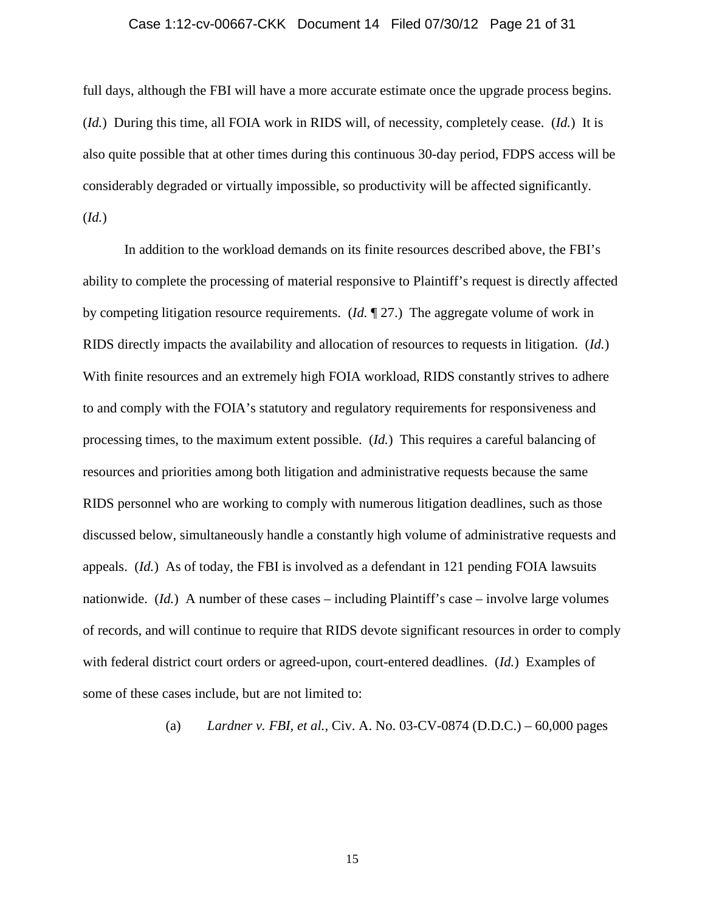full days, although the FBI will have a more accurate estimate once the upgrade process begins. (*Id.*) During this time, all FOIA work in RIDS will, of necessity, completely cease. (*Id.*) It is also quite possible that at other times during this continuous 30-day period, FDPS access will be considerably degraded or virtually impossible, so productivity will be affected significantly. (*Id.*)

In addition to the workload demands on its finite resources described above, the FBI's ability to complete the processing of material responsive to Plaintiff's request is directly affected by competing litigation resource requirements. (*Id.* ¶ 27.) The aggregate volume of work in RIDS directly impacts the availability and allocation of resources to requests in litigation. (*Id.*) With finite resources and an extremely high FOIA workload, RIDS constantly strives to adhere to and comply with the FOIA's statutory and regulatory requirements for responsiveness and processing times, to the maximum extent possible. (*Id.*) This requires a careful balancing of resources and priorities among both litigation and administrative requests because the same RIDS personnel who are working to comply with numerous litigation deadlines, such as those discussed below, simultaneously handle a constantly high volume of administrative requests and appeals. (*Id.*) As of today, the FBI is involved as a defendant in 121 pending FOIA lawsuits nationwide. (*Id.*) A number of these cases – including Plaintiff's case – involve large volumes of records, and will continue to require that RIDS devote significant resources in order to comply with federal district court orders or agreed-upon, court-entered deadlines. (*Id.*) Examples of some of these cases include, but are not limited to:

(a) *Lardner v. FBI, et al.*, Civ. A. No. 03-CV-0874 (D.D.C.) – 60,000 pages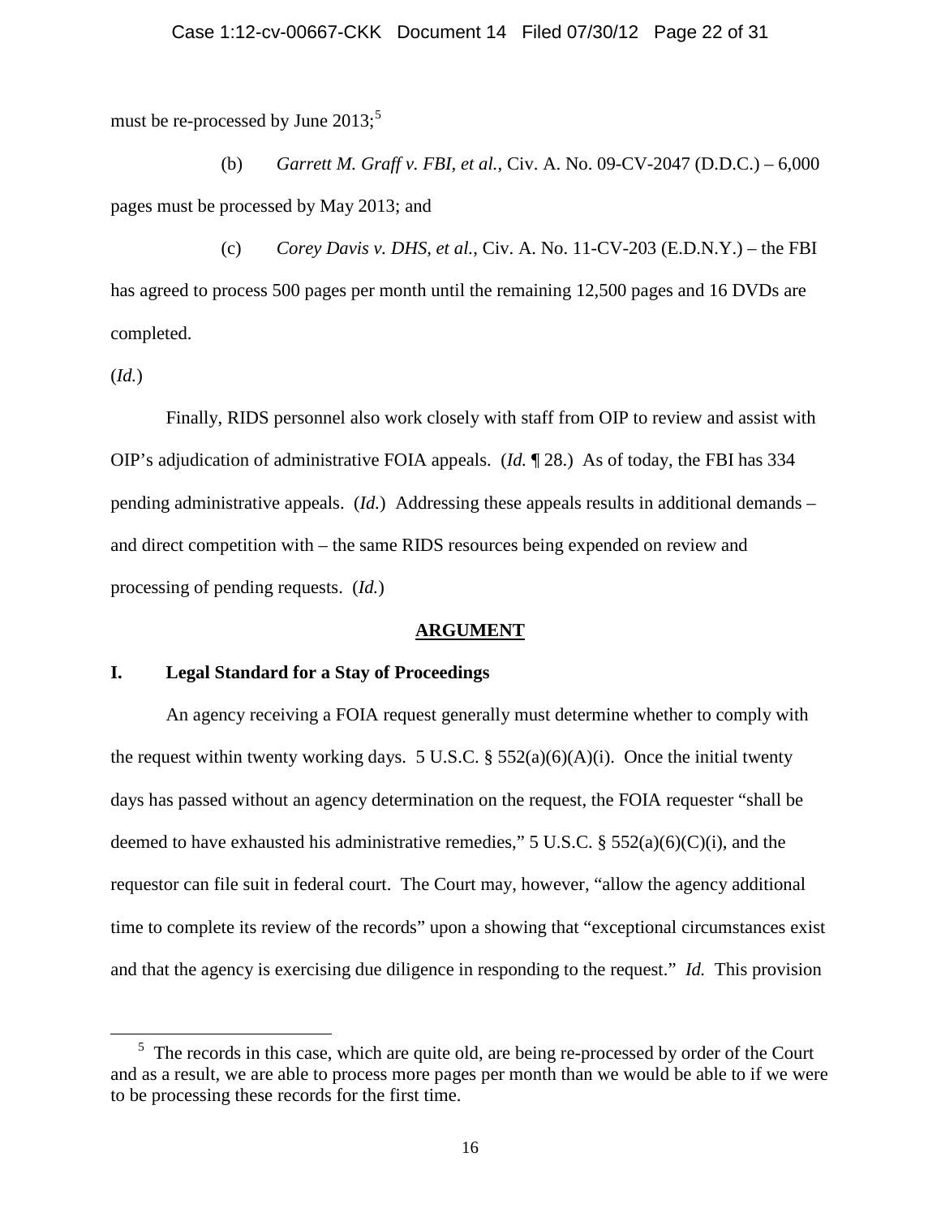must be re-processed by June 2013;[5]

(b) *Garrett M. Graff v. FBI, et al.*, Civ. A. No. 09-CV-2047 (D.D.C.) – 6,000 pages must be processed by May 2013; and

(c) *Corey Davis v. DHS, et al.*, Civ. A. No. 11-CV-203 (E.D.N.Y.) – the FBI has agreed to process 500 pages per month until the remaining 12,500 pages and 16 DVDs are completed.

(*Id.*)

Finally, RIDS personnel also work closely with staff from OIP to review and assist with OIP's adjudication of administrative FOIA appeals. (*Id.* ¶ 28.) As of today, the FBI has 334 pending administrative appeals. (*Id.*) Addressing these appeals results in additional demands – and direct competition with – the same RIDS resources being expended on review and processing of pending requests. (*Id.*)

## ARGUMENT

### I. Legal Standard for a Stay of Proceedings

An agency receiving a FOIA request generally must determine whether to comply with the request within twenty working days. 5 U.S.C. § 552(a)(6)(A)(i). Once the initial twenty days has passed without an agency determination on the request, the FOIA requester "shall be deemed to have exhausted his administrative remedies," 5 U.S.C. § 552(a)(6)(C)(i), and the requestor can file suit in federal court. The Court may, however, "allow the agency additional time to complete its review of the records" upon a showing that "exceptional circumstances exist and that the agency is exercising due diligence in responding to the request." *Id.* This provision

---

[5] The records in this case, which are quite old, are being re-processed by order of the Court and as a result, we are able to process more pages per month than we would be able to if we were to be processing these records for the first time.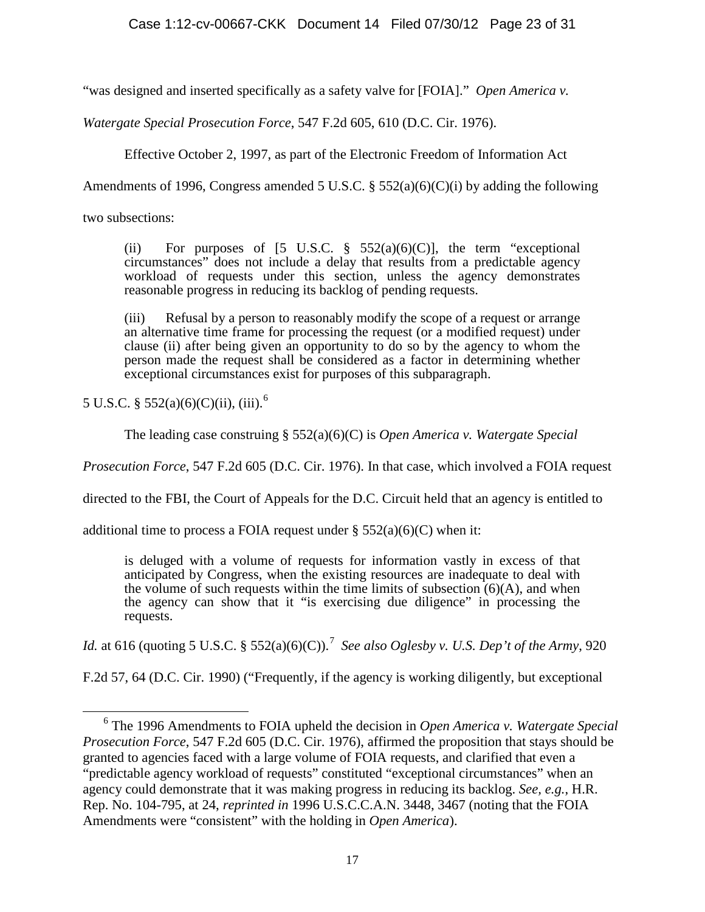"was designed and inserted specifically as a safety valve for [FOIA]." *Open America v. Watergate Special Prosecution Force*, 547 F.2d 605, 610 (D.C. Cir. 1976).

Effective October 2, 1997, as part of the Electronic Freedom of Information Act Amendments of 1996, Congress amended 5 U.S.C. § 552(a)(6)(C)(i) by adding the following two subsections:

> (ii) For purposes of [5 U.S.C. § 552(a)(6)(C)], the term "exceptional circumstances" does not include a delay that results from a predictable agency workload of requests under this section, unless the agency demonstrates reasonable progress in reducing its backlog of pending requests.
>
> (iii) Refusal by a person to reasonably modify the scope of a request or arrange an alternative time frame for processing the request (or a modified request) under clause (ii) after being given an opportunity to do so by the agency to whom the person made the request shall be considered as a factor in determining whether exceptional circumstances exist for purposes of this subparagraph.

5 U.S.C. § 552(a)(6)(C)(ii), (iii).[6]

The leading case construing § 552(a)(6)(C) is *Open America v. Watergate Special Prosecution Force*, 547 F.2d 605 (D.C. Cir. 1976). In that case, which involved a FOIA request directed to the FBI, the Court of Appeals for the D.C. Circuit held that an agency is entitled to additional time to process a FOIA request under § 552(a)(6)(C) when it:

> is deluged with a volume of requests for information vastly in excess of that anticipated by Congress, when the existing resources are inadequate to deal with the volume of such requests within the time limits of subsection (6)(A), and when the agency can show that it "is exercising due diligence" in processing the requests.

*Id.* at 616 (quoting 5 U.S.C. § 552(a)(6)(C)).[7] *See also Oglesby v. U.S. Dep't of the Army*, 920 F.2d 57, 64 (D.C. Cir. 1990) ("Frequently, if the agency is working diligently, but exceptional

---

[6] The 1996 Amendments to FOIA upheld the decision in *Open America v. Watergate Special Prosecution Force*, 547 F.2d 605 (D.C. Cir. 1976), affirmed the proposition that stays should be granted to agencies faced with a large volume of FOIA requests, and clarified that even a "predictable agency workload of requests" constituted "exceptional circumstances" when an agency could demonstrate that it was making progress in reducing its backlog. *See, e.g.*, H.R. Rep. No. 104-795, at 24, *reprinted in* 1996 U.S.C.C.A.N. 3448, 3467 (noting that the FOIA Amendments were "consistent" with the holding in *Open America*).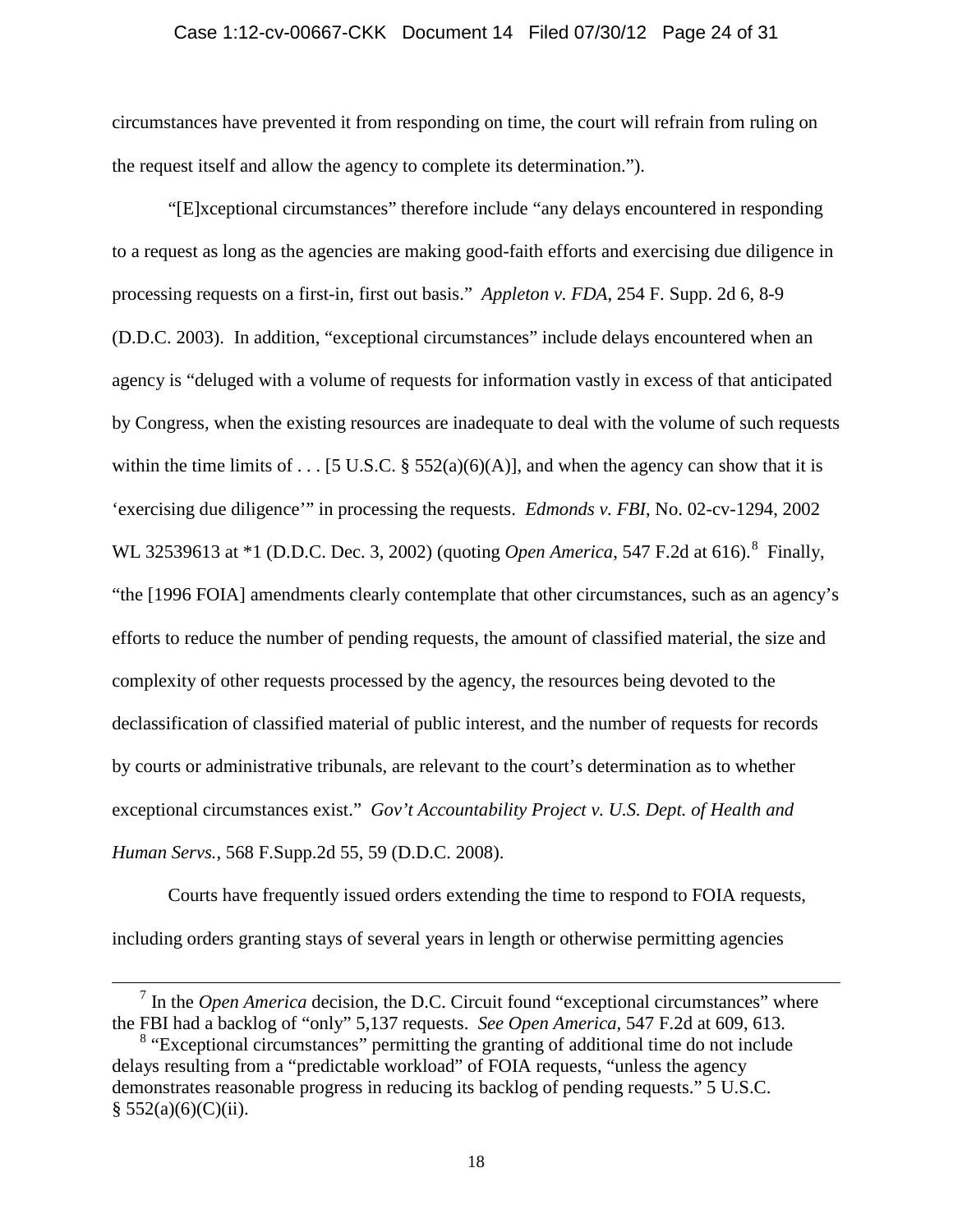circumstances have prevented it from responding on time, the court will refrain from ruling on the request itself and allow the agency to complete its determination.").

"[E]xceptional circumstances" therefore include "any delays encountered in responding to a request as long as the agencies are making good-faith efforts and exercising due diligence in processing requests on a first-in, first out basis." *Appleton v. FDA*, 254 F. Supp. 2d 6, 8-9 (D.D.C. 2003). In addition, "exceptional circumstances" include delays encountered when an agency is "deluged with a volume of requests for information vastly in excess of that anticipated by Congress, when the existing resources are inadequate to deal with the volume of such requests within the time limits of . . . [5 U.S.C. § 552(a)(6)(A)], and when the agency can show that it is 'exercising due diligence'" in processing the requests. *Edmonds v. FBI*, No. 02-cv-1294, 2002 WL 32539613 at *1 (D.D.C. Dec. 3, 2002) (quoting *Open America*, 547 F.2d at 616).[8] Finally, "the [1996 FOIA] amendments clearly contemplate that other circumstances, such as an agency's efforts to reduce the number of pending requests, the amount of classified material, the size and complexity of other requests processed by the agency, the resources being devoted to the declassification of classified material of public interest, and the number of requests for records by courts or administrative tribunals, are relevant to the court's determination as to whether exceptional circumstances exist." *Gov't Accountability Project v. U.S. Dept. of Health and Human Servs.*, 568 F.Supp.2d 55, 59 (D.D.C. 2008).

Courts have frequently issued orders extending the time to respond to FOIA requests, including orders granting stays of several years in length or otherwise permitting agencies

---

[7] In the *Open America* decision, the D.C. Circuit found "exceptional circumstances" where the FBI had a backlog of "only" 5,137 requests. *See Open America*, 547 F.2d at 609, 613.

[8] "Exceptional circumstances" permitting the granting of additional time do not include delays resulting from a "predictable workload" of FOIA requests, "unless the agency demonstrates reasonable progress in reducing its backlog of pending requests." 5 U.S.C. § 552(a)(6)(C)(ii).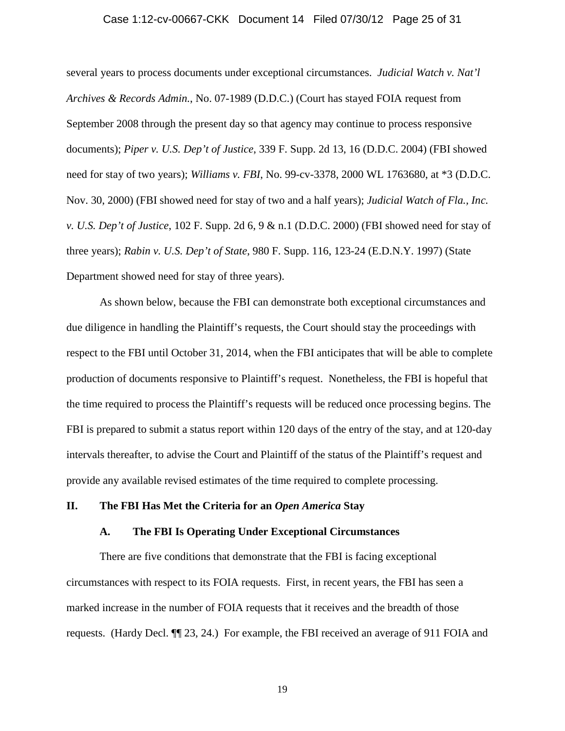several years to process documents under exceptional circumstances. *Judicial Watch v. Nat'l Archives & Records Admin.*, No. 07-1989 (D.D.C.) (Court has stayed FOIA request from September 2008 through the present day so that agency may continue to process responsive documents); *Piper v. U.S. Dep't of Justice*, 339 F. Supp. 2d 13, 16 (D.D.C. 2004) (FBI showed need for stay of two years); *Williams v. FBI*, No. 99-cv-3378, 2000 WL 1763680, at *3 (D.D.C. Nov. 30, 2000) (FBI showed need for stay of two and a half years); *Judicial Watch of Fla., Inc. v. U.S. Dep't of Justice*, 102 F. Supp. 2d 6, 9 & n.1 (D.D.C. 2000) (FBI showed need for stay of three years); *Rabin v. U.S. Dep't of State*, 980 F. Supp. 116, 123-24 (E.D.N.Y. 1997) (State Department showed need for stay of three years).

As shown below, because the FBI can demonstrate both exceptional circumstances and due diligence in handling the Plaintiff's requests, the Court should stay the proceedings with respect to the FBI until October 31, 2014, when the FBI anticipates that will be able to complete production of documents responsive to Plaintiff's request. Nonetheless, the FBI is hopeful that the time required to process the Plaintiff's requests will be reduced once processing begins. The FBI is prepared to submit a status report within 120 days of the entry of the stay, and at 120-day intervals thereafter, to advise the Court and Plaintiff of the status of the Plaintiff's request and provide any available revised estimates of the time required to complete processing.

## II. The FBI Has Met the Criteria for an *Open America* Stay

### A. The FBI Is Operating Under Exceptional Circumstances

There are five conditions that demonstrate that the FBI is facing exceptional circumstances with respect to its FOIA requests. First, in recent years, the FBI has seen a marked increase in the number of FOIA requests that it receives and the breadth of those requests. (Hardy Decl. ¶¶ 23, 24.) For example, the FBI received an average of 911 FOIA and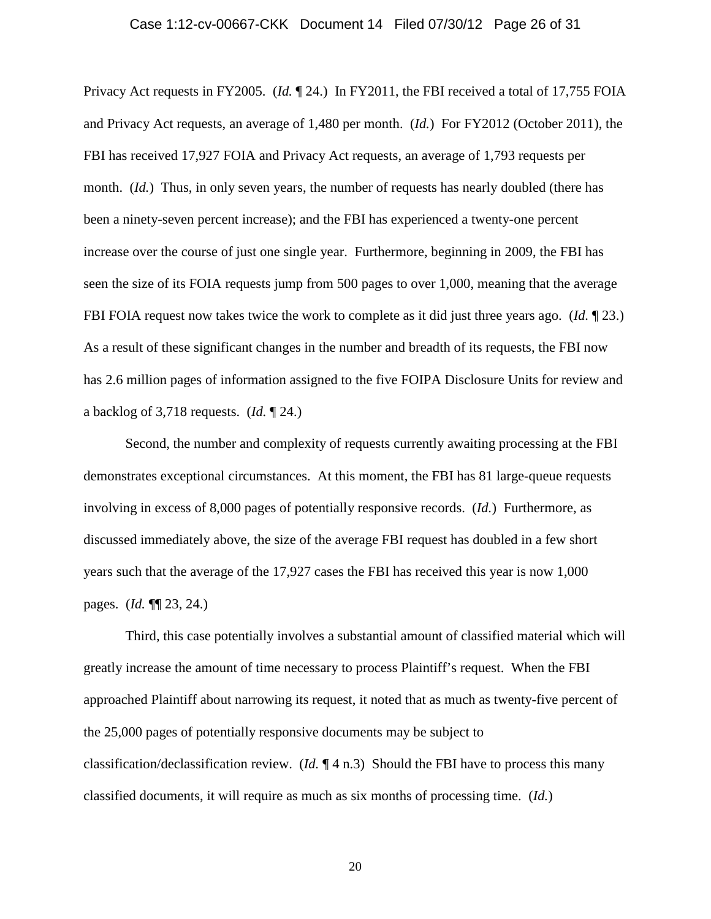Privacy Act requests in FY2005. (*Id.* ¶ 24.) In FY2011, the FBI received a total of 17,755 FOIA and Privacy Act requests, an average of 1,480 per month. (*Id.*) For FY2012 (October 2011), the FBI has received 17,927 FOIA and Privacy Act requests, an average of 1,793 requests per month. (*Id.*) Thus, in only seven years, the number of requests has nearly doubled (there has been a ninety-seven percent increase); and the FBI has experienced a twenty-one percent increase over the course of just one single year. Furthermore, beginning in 2009, the FBI has seen the size of its FOIA requests jump from 500 pages to over 1,000, meaning that the average FBI FOIA request now takes twice the work to complete as it did just three years ago. (*Id.* ¶ 23.) As a result of these significant changes in the number and breadth of its requests, the FBI now has 2.6 million pages of information assigned to the five FOIPA Disclosure Units for review and a backlog of 3,718 requests. (*Id.* ¶ 24.)

Second, the number and complexity of requests currently awaiting processing at the FBI demonstrates exceptional circumstances. At this moment, the FBI has 81 large-queue requests involving in excess of 8,000 pages of potentially responsive records. (*Id.*) Furthermore, as discussed immediately above, the size of the average FBI request has doubled in a few short years such that the average of the 17,927 cases the FBI has received this year is now 1,000 pages. (*Id.* ¶¶ 23, 24.)

Third, this case potentially involves a substantial amount of classified material which will greatly increase the amount of time necessary to process Plaintiff's request. When the FBI approached Plaintiff about narrowing its request, it noted that as much as twenty-five percent of the 25,000 pages of potentially responsive documents may be subject to classification/declassification review. (*Id.* ¶ 4 n.3) Should the FBI have to process this many classified documents, it will require as much as six months of processing time. (*Id.*)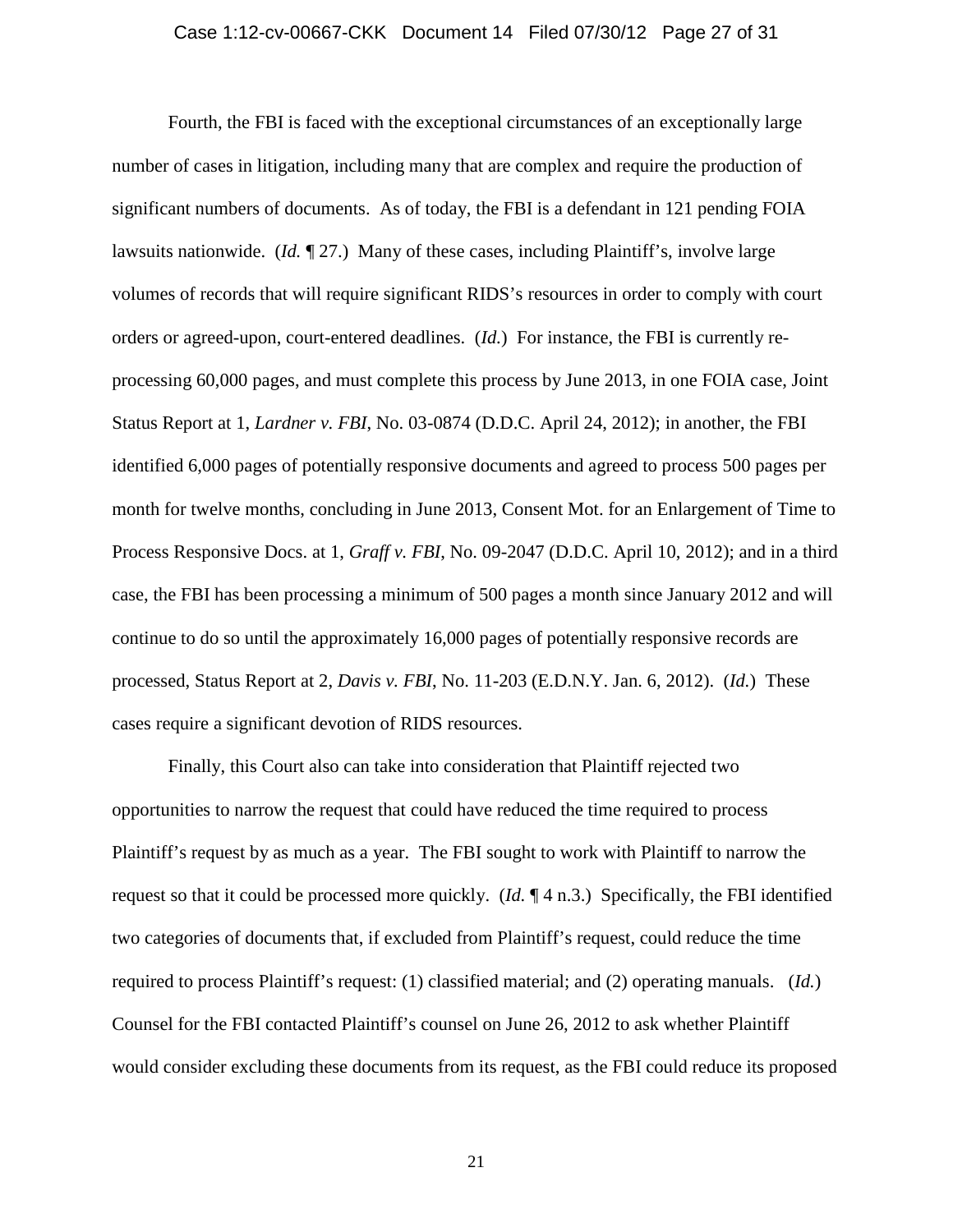Fourth, the FBI is faced with the exceptional circumstances of an exceptionally large number of cases in litigation, including many that are complex and require the production of significant numbers of documents. As of today, the FBI is a defendant in 121 pending FOIA lawsuits nationwide. (*Id.* ¶ 27.) Many of these cases, including Plaintiff's, involve large volumes of records that will require significant RIDS's resources in order to comply with court orders or agreed-upon, court-entered deadlines. (*Id.*) For instance, the FBI is currently re-processing 60,000 pages, and must complete this process by June 2013, in one FOIA case, Joint Status Report at 1, *Lardner v. FBI*, No. 03-0874 (D.D.C. April 24, 2012); in another, the FBI identified 6,000 pages of potentially responsive documents and agreed to process 500 pages per month for twelve months, concluding in June 2013, Consent Mot. for an Enlargement of Time to Process Responsive Docs. at 1, *Graff v. FBI*, No. 09-2047 (D.D.C. April 10, 2012); and in a third case, the FBI has been processing a minimum of 500 pages a month since January 2012 and will continue to do so until the approximately 16,000 pages of potentially responsive records are processed, Status Report at 2, *Davis v. FBI*, No. 11-203 (E.D.N.Y. Jan. 6, 2012). (*Id.*) These cases require a significant devotion of RIDS resources.

Finally, this Court also can take into consideration that Plaintiff rejected two opportunities to narrow the request that could have reduced the time required to process Plaintiff's request by as much as a year. The FBI sought to work with Plaintiff to narrow the request so that it could be processed more quickly. (*Id.* ¶ 4 n.3.) Specifically, the FBI identified two categories of documents that, if excluded from Plaintiff's request, could reduce the time required to process Plaintiff's request: (1) classified material; and (2) operating manuals. (*Id.*) Counsel for the FBI contacted Plaintiff's counsel on June 26, 2012 to ask whether Plaintiff would consider excluding these documents from its request, as the FBI could reduce its proposed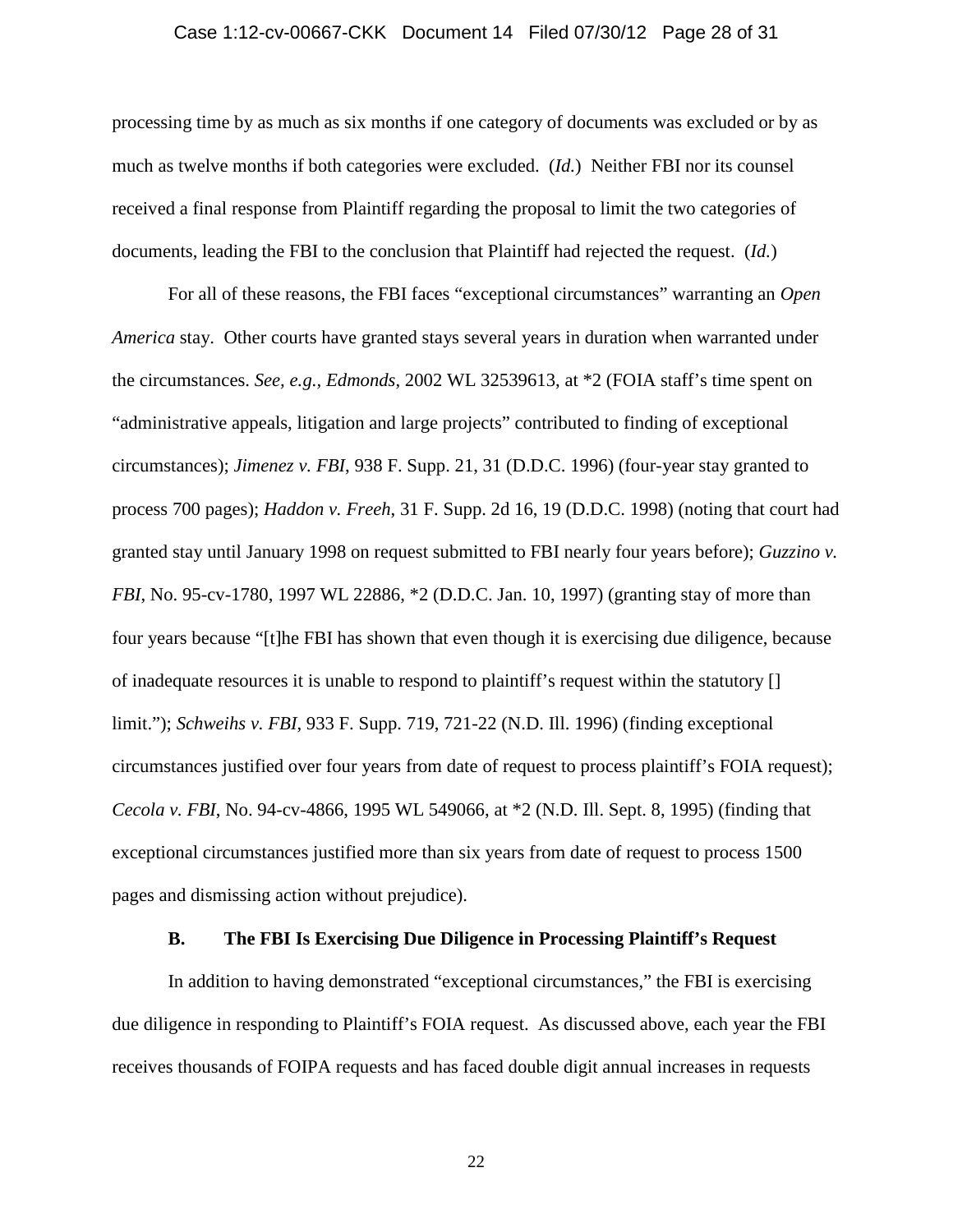processing time by as much as six months if one category of documents was excluded or by as much as twelve months if both categories were excluded. (*Id.*) Neither FBI nor its counsel received a final response from Plaintiff regarding the proposal to limit the two categories of documents, leading the FBI to the conclusion that Plaintiff had rejected the request. (*Id.*)

For all of these reasons, the FBI faces "exceptional circumstances" warranting an *Open America* stay. Other courts have granted stays several years in duration when warranted under the circumstances. *See, e.g.*, *Edmonds*, 2002 WL 32539613, at *2 (FOIA staff's time spent on "administrative appeals, litigation and large projects" contributed to finding of exceptional circumstances); *Jimenez v. FBI*, 938 F. Supp. 21, 31 (D.D.C. 1996) (four-year stay granted to process 700 pages); *Haddon v. Freeh*, 31 F. Supp. 2d 16, 19 (D.D.C. 1998) (noting that court had granted stay until January 1998 on request submitted to FBI nearly four years before); *Guzzino v. FBI*, No. 95-cv-1780, 1997 WL 22886, *2 (D.D.C. Jan. 10, 1997) (granting stay of more than four years because "[t]he FBI has shown that even though it is exercising due diligence, because of inadequate resources it is unable to respond to plaintiff's request within the statutory [] limit."); *Schweihs v. FBI*, 933 F. Supp. 719, 721-22 (N.D. Ill. 1996) (finding exceptional circumstances justified over four years from date of request to process plaintiff's FOIA request); *Cecola v. FBI*, No. 94-cv-4866, 1995 WL 549066, at *2 (N.D. Ill. Sept. 8, 1995) (finding that exceptional circumstances justified more than six years from date of request to process 1500 pages and dismissing action without prejudice).

### B. The FBI Is Exercising Due Diligence in Processing Plaintiff's Request

In addition to having demonstrated "exceptional circumstances," the FBI is exercising due diligence in responding to Plaintiff's FOIA request. As discussed above, each year the FBI receives thousands of FOIPA requests and has faced double digit annual increases in requests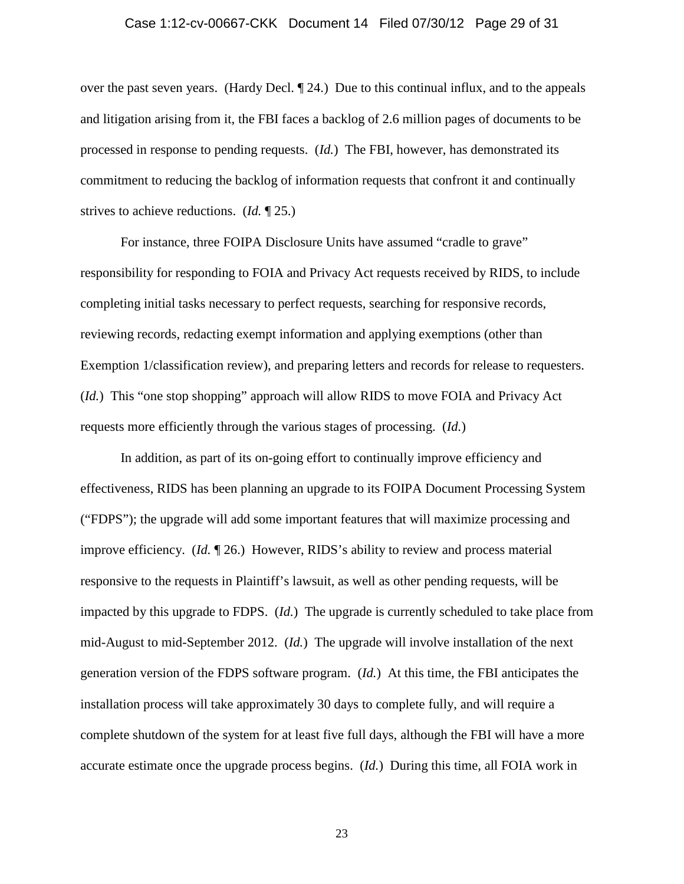over the past seven years. (Hardy Decl. ¶ 24.) Due to this continual influx, and to the appeals and litigation arising from it, the FBI faces a backlog of 2.6 million pages of documents to be processed in response to pending requests. (*Id.*) The FBI, however, has demonstrated its commitment to reducing the backlog of information requests that confront it and continually strives to achieve reductions. (*Id.* ¶ 25.)

For instance, three FOIPA Disclosure Units have assumed "cradle to grave" responsibility for responding to FOIA and Privacy Act requests received by RIDS, to include completing initial tasks necessary to perfect requests, searching for responsive records, reviewing records, redacting exempt information and applying exemptions (other than Exemption 1/classification review), and preparing letters and records for release to requesters. (*Id.*) This "one stop shopping" approach will allow RIDS to move FOIA and Privacy Act requests more efficiently through the various stages of processing. (*Id.*)

In addition, as part of its on-going effort to continually improve efficiency and effectiveness, RIDS has been planning an upgrade to its FOIPA Document Processing System ("FDPS"); the upgrade will add some important features that will maximize processing and improve efficiency. (*Id.* ¶ 26.) However, RIDS's ability to review and process material responsive to the requests in Plaintiff's lawsuit, as well as other pending requests, will be impacted by this upgrade to FDPS. (*Id.*) The upgrade is currently scheduled to take place from mid-August to mid-September 2012. (*Id.*) The upgrade will involve installation of the next generation version of the FDPS software program. (*Id.*) At this time, the FBI anticipates the installation process will take approximately 30 days to complete fully, and will require a complete shutdown of the system for at least five full days, although the FBI will have a more accurate estimate once the upgrade process begins. (*Id.*) During this time, all FOIA work in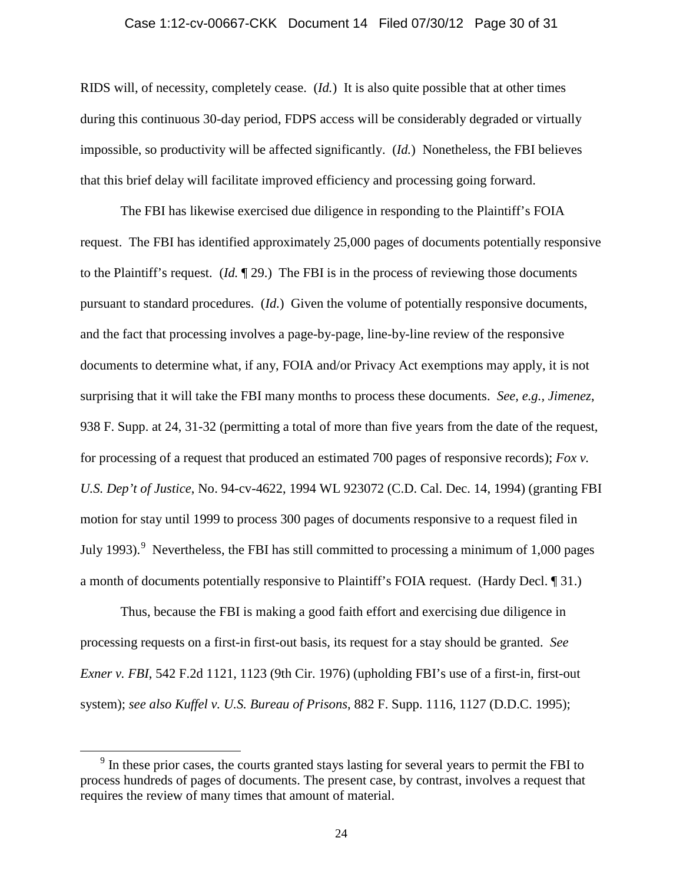RIDS will, of necessity, completely cease. (*Id.*) It is also quite possible that at other times during this continuous 30-day period, FDPS access will be considerably degraded or virtually impossible, so productivity will be affected significantly. (*Id.*) Nonetheless, the FBI believes that this brief delay will facilitate improved efficiency and processing going forward.

The FBI has likewise exercised due diligence in responding to the Plaintiff's FOIA request. The FBI has identified approximately 25,000 pages of documents potentially responsive to the Plaintiff's request. (*Id.* ¶ 29.) The FBI is in the process of reviewing those documents pursuant to standard procedures. (*Id.*) Given the volume of potentially responsive documents, and the fact that processing involves a page-by-page, line-by-line review of the responsive documents to determine what, if any, FOIA and/or Privacy Act exemptions may apply, it is not surprising that it will take the FBI many months to process these documents. *See, e.g., Jimenez*, 938 F. Supp. at 24, 31-32 (permitting a total of more than five years from the date of the request, for processing of a request that produced an estimated 700 pages of responsive records); *Fox v. U.S. Dep't of Justice*, No. 94-cv-4622, 1994 WL 923072 (C.D. Cal. Dec. 14, 1994) (granting FBI motion for stay until 1999 to process 300 pages of documents responsive to a request filed in July 1993).[9] Nevertheless, the FBI has still committed to processing a minimum of 1,000 pages a month of documents potentially responsive to Plaintiff's FOIA request. (Hardy Decl. ¶ 31.)

Thus, because the FBI is making a good faith effort and exercising due diligence in processing requests on a first-in first-out basis, its request for a stay should be granted. *See Exner v. FBI*, 542 F.2d 1121, 1123 (9th Cir. 1976) (upholding FBI's use of a first-in, first-out system); *see also Kuffel v. U.S. Bureau of Prisons*, 882 F. Supp. 1116, 1127 (D.D.C. 1995);

[9] In these prior cases, the courts granted stays lasting for several years to permit the FBI to process hundreds of pages of documents. The present case, by contrast, involves a request that requires the review of many times that amount of material.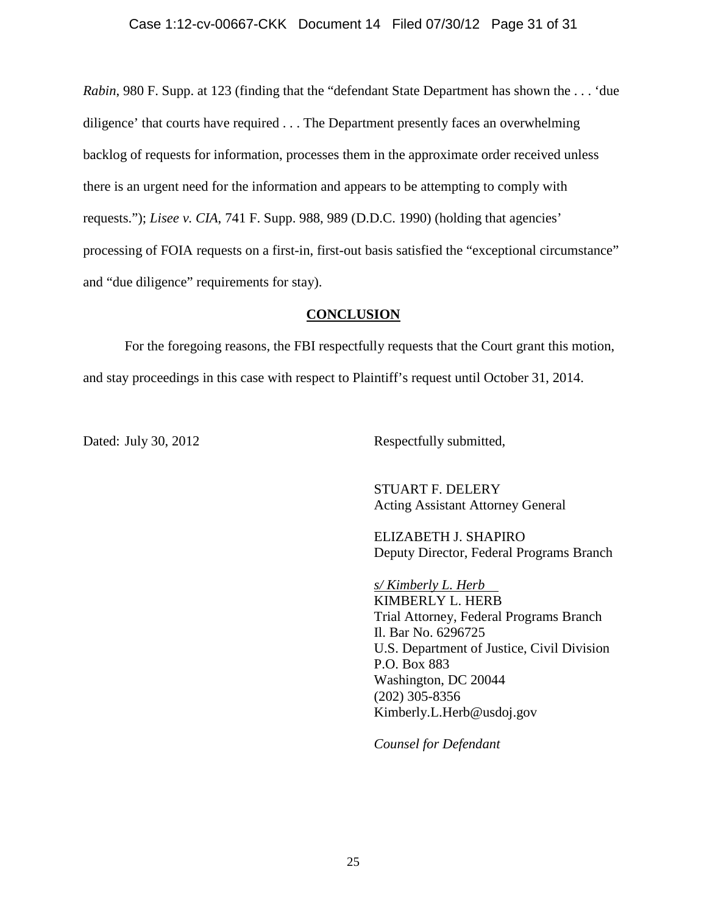*Rabin*, 980 F. Supp. at 123 (finding that the "defendant State Department has shown the . . . 'due diligence' that courts have required . . . The Department presently faces an overwhelming backlog of requests for information, processes them in the approximate order received unless there is an urgent need for the information and appears to be attempting to comply with requests."); *Lisee v. CIA*, 741 F. Supp. 988, 989 (D.D.C. 1990) (holding that agencies' processing of FOIA requests on a first-in, first-out basis satisfied the "exceptional circumstance" and "due diligence" requirements for stay).

**CONCLUSION**

For the foregoing reasons, the FBI respectfully requests that the Court grant this motion, and stay proceedings in this case with respect to Plaintiff's request until October 31, 2014.

Dated: July 30, 2012

Respectfully submitted,

STUART F. DELERY
Acting Assistant Attorney General

ELIZABETH J. SHAPIRO
Deputy Director, Federal Programs Branch

*s/ Kimberly L. Herb*
KIMBERLY L. HERB
Trial Attorney, Federal Programs Branch
Il. Bar No. 6296725
U.S. Department of Justice, Civil Division
P.O. Box 883
Washington, DC 20044
(202) 305-8356
Kimberly.L.Herb@usdoj.gov

*Counsel for Defendant*